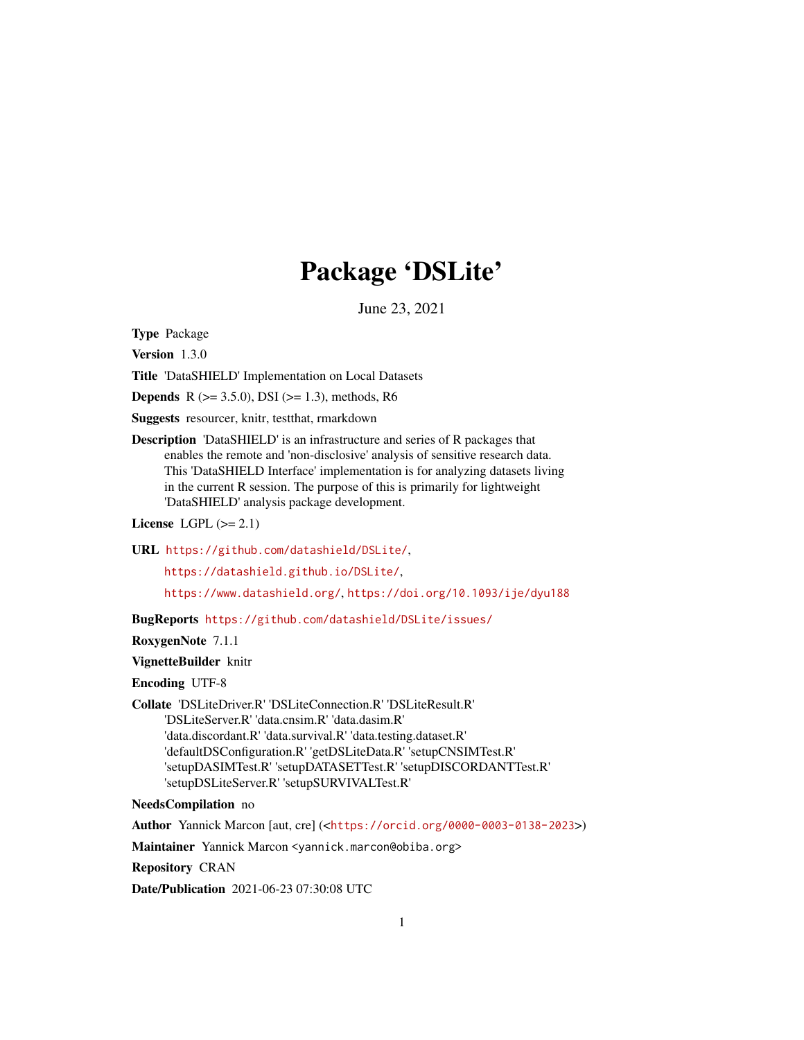# Package 'DSLite'

June 23, 2021

**Type** Package

**Version** 1.3.0

**Title** 'DataSHIELD' Implementation on Local Datasets

**Depends** R (>= 3.5.0), DSI (>= 1.3), methods, R6

**Suggests** resourcer, knitr, testthat, rmarkdown

**Description** 'DataSHIELD' is an infrastructure and series of R packages that enables the remote and 'non-disclosive' analysis of sensitive research data. This 'DataSHIELD Interface' implementation is for analyzing datasets living in the current R session. The purpose of this is primarily for lightweight 'DataSHIELD' analysis package development.

**License** LGPL (>= 2.1)

**URL** https://github.com/datashield/DSLite/, https://datashield.github.io/DSLite/, https://www.datashield.org/, https://doi.org/10.1093/ije/dyu188

**BugReports** https://github.com/datashield/DSLite/issues/

**RoxygenNote** 7.1.1

**VignetteBuilder** knitr

**Encoding** UTF-8

**Collate** 'DSLiteDriver.R' 'DSLiteConnection.R' 'DSLiteResult.R' 'DSLiteServer.R' 'data.cnsim.R' 'data.dasim.R' 'data.discordant.R' 'data.survival.R' 'data.testing.dataset.R' 'defaultDSConfiguration.R' 'getDSLiteData.R' 'setupCNSIMTest.R' 'setupDASIMTest.R' 'setupDATASETTest.R' 'setupDISCORDANTTest.R' 'setupDSLiteServer.R' 'setupSURVIVALTest.R'

**NeedsCompilation** no

**Author** Yannick Marcon [aut, cre] (<https://orcid.org/0000-0003-0138-2023>)

**Maintainer** Yannick Marcon <yannick.marcon@obiba.org>

**Repository** CRAN

**Date/Publication** 2021-06-23 07:30:08 UTC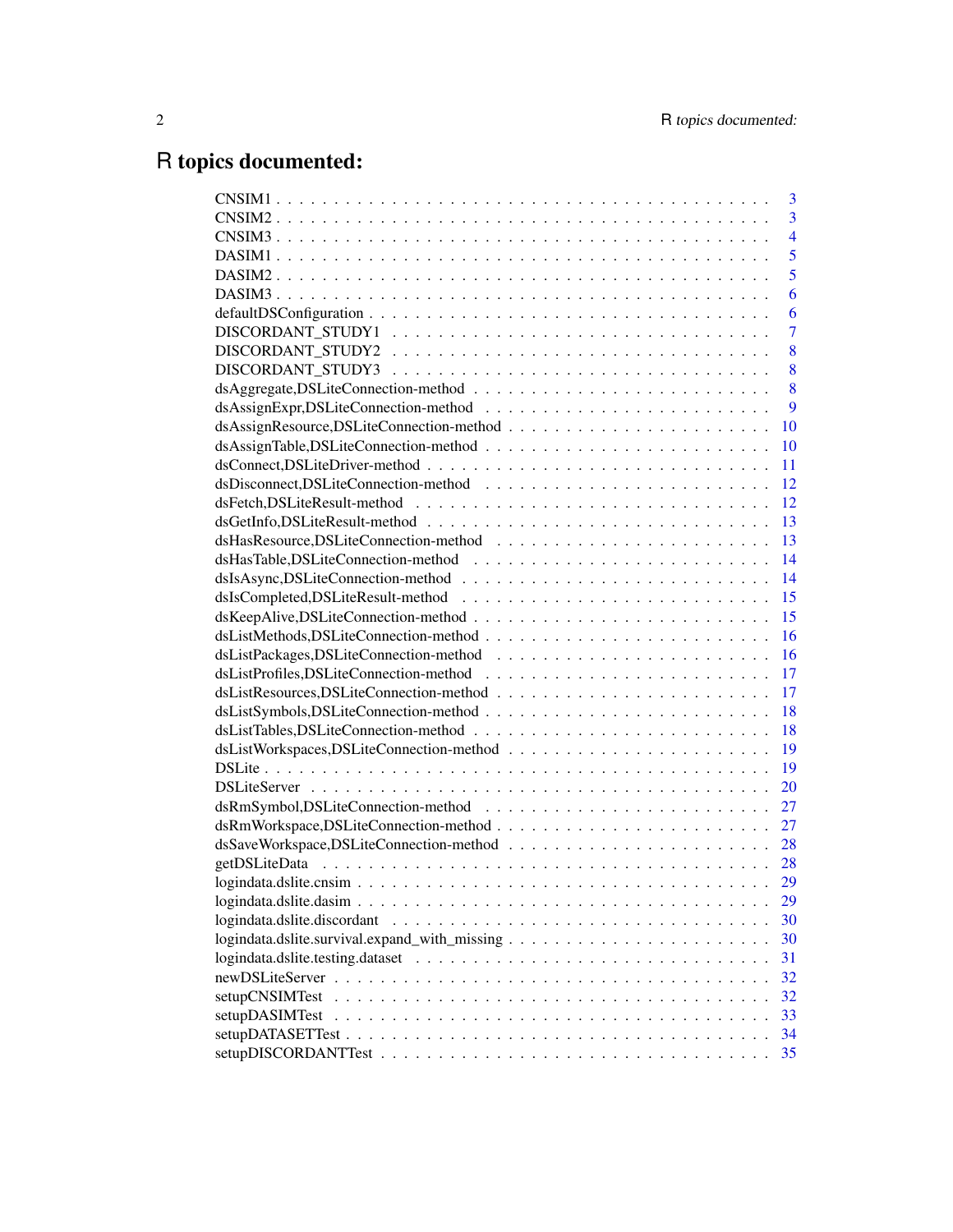# R topics documented:

| | |
|---|---|
| CNSIM1 | 3 |
| CNSIM2 | 3 |
| CNSIM3 | 4 |
| DASIM1 | 5 |
| DASIM2 | 5 |
| DASIM3 | 6 |
| defaultDSConfiguration | 6 |
| DISCORDANT_STUDY1 | 7 |
| DISCORDANT_STUDY2 | 8 |
| DISCORDANT_STUDY3 | 8 |
| dsAggregate,DSLiteConnection-method | 8 |
| dsAssignExpr,DSLiteConnection-method | 9 |
| dsAssignResource,DSLiteConnection-method | 10 |
| dsAssignTable,DSLiteConnection-method | 10 |
| dsConnect,DSLiteDriver-method | 11 |
| dsDisconnect,DSLiteConnection-method | 12 |
| dsFetch,DSLiteResult-method | 12 |
| dsGetInfo,DSLiteResult-method | 13 |
| dsHasResource,DSLiteConnection-method | 13 |
| dsHasTable,DSLiteConnection-method | 14 |
| dsIsAsync,DSLiteConnection-method | 14 |
| dsIsCompleted,DSLiteResult-method | 15 |
| dsKeepAlive,DSLiteConnection-method | 15 |
| dsListMethods,DSLiteConnection-method | 16 |
| dsListPackages,DSLiteConnection-method | 16 |
| dsListProfiles,DSLiteConnection-method | 17 |
| dsListResources,DSLiteConnection-method | 17 |
| dsListSymbols,DSLiteConnection-method | 18 |
| dsListTables,DSLiteConnection-method | 18 |
| dsListWorkspaces,DSLiteConnection-method | 19 |
| DSLite | 19 |
| DSLiteServer | 20 |
| dsRmSymbol,DSLiteConnection-method | 27 |
| dsRmWorkspace,DSLiteConnection-method | 27 |
| dsSaveWorkspace,DSLiteConnection-method | 28 |
| getDSLiteData | 28 |
| logindata.dslite.cnsim | 29 |
| logindata.dslite.dasim | 29 |
| logindata.dslite.discordant | 30 |
| logindata.dslite.survival.expand_with_missing | 30 |
| logindata.dslite.testing.dataset | 31 |
| newDSLiteServer | 32 |
| setupCNSIMTest | 32 |
| setupDASIMTest | 33 |
| setupDATASETTest | 34 |
| setupDISCORDANTTest | 35 |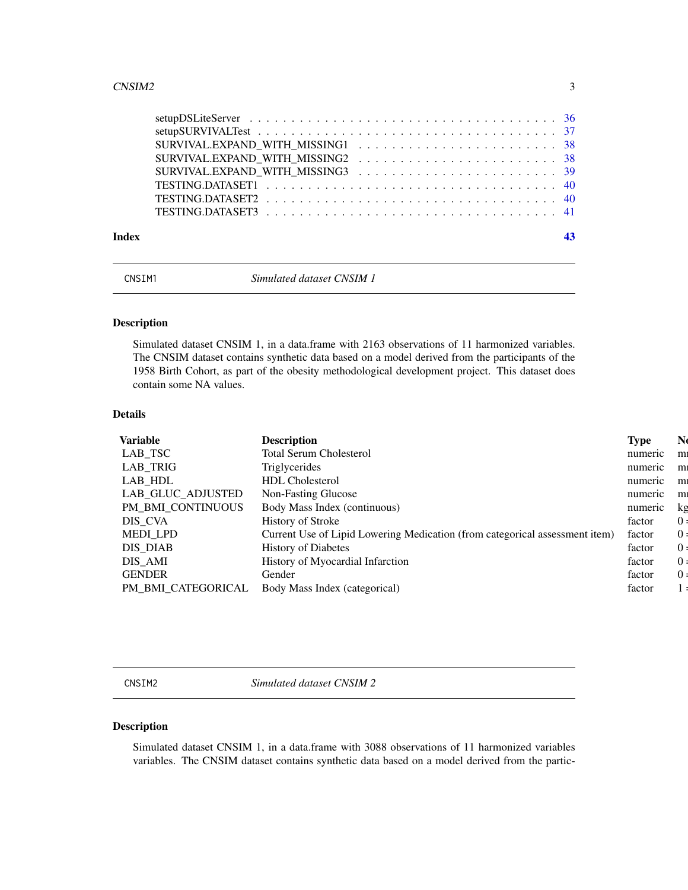setupDSLiteServer . . . . . . . . . . . . . . . . . . . . . . . . . . . . . . . . . . 36
setupSURVIVALTest . . . . . . . . . . . . . . . . . . . . . . . . . . . . . . . . . . 37
SURVIVAL.EXPAND_WITH_MISSING1 . . . . . . . . . . . . . . . . . . . . . . . 38
SURVIVAL.EXPAND_WITH_MISSING2 . . . . . . . . . . . . . . . . . . . . . . . 38
SURVIVAL.EXPAND_WITH_MISSING3 . . . . . . . . . . . . . . . . . . . . . . . 39
TESTING.DATASET1 . . . . . . . . . . . . . . . . . . . . . . . . . . . . . . . . . 40
TESTING.DATASET2 . . . . . . . . . . . . . . . . . . . . . . . . . . . . . . . . . 40
TESTING.DATASET3 . . . . . . . . . . . . . . . . . . . . . . . . . . . . . . . . . 41

**Index** 43

---

## CNSIM1 — *Simulated dataset CNSIM 1*

### Description

Simulated dataset CNSIM 1, in a data.frame with 2163 observations of 11 harmonized variables. The CNSIM dataset contains synthetic data based on a model derived from the participants of the 1958 Birth Cohort, as part of the obesity methodological development project. This dataset does contain some NA values.

### Details

| Variable | Description | Type | No |
|---|---|---|---|
| LAB_TSC | Total Serum Cholesterol | numeric | m |
| LAB_TRIG | Triglycerides | numeric | m |
| LAB_HDL | HDL Cholesterol | numeric | m |
| LAB_GLUC_ADJUSTED | Non-Fasting Glucose | numeric | m |
| PM_BMI_CONTINUOUS | Body Mass Index (continuous) | numeric | kg |
| DIS_CVA | History of Stroke | factor | 0 |
| MEDI_LPD | Current Use of Lipid Lowering Medication (from categorical assessment item) | factor | 0 |
| DIS_DIAB | History of Diabetes | factor | 0 |
| DIS_AMI | History of Myocardial Infarction | factor | 0 |
| GENDER | Gender | factor | 0 |
| PM_BMI_CATEGORICAL | Body Mass Index (categorical) | factor | 1 |

---

## CNSIM2 — *Simulated dataset CNSIM 2*

### Description

Simulated dataset CNSIM 1, in a data.frame with 3088 observations of 11 harmonized variables variables. The CNSIM dataset contains synthetic data based on a model derived from the partic-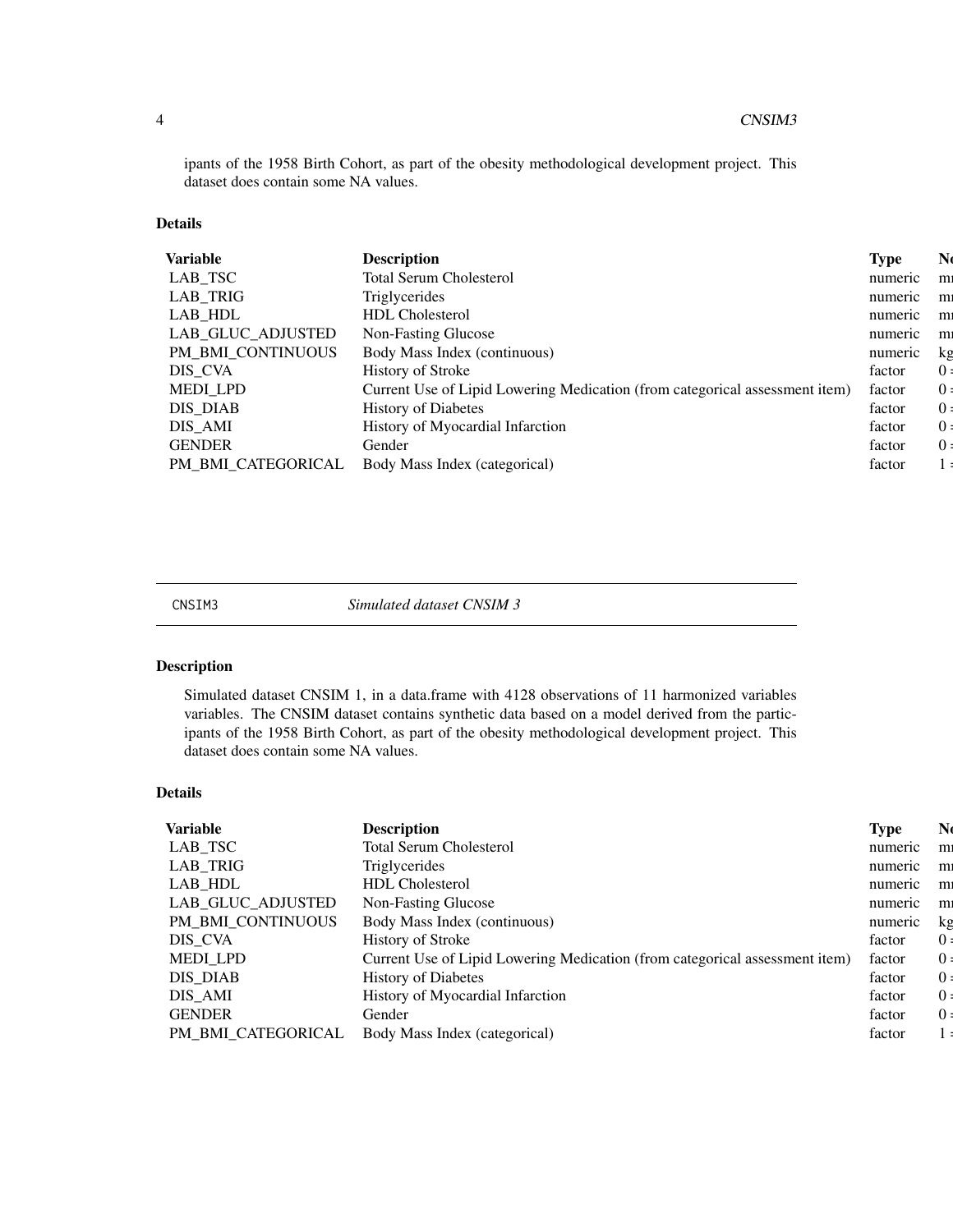ipants of the 1958 Birth Cohort, as part of the obesity methodological development project. This dataset does contain some NA values.

### Details

| Variable | Description | Type | No |
|---|---|---|---|
| LAB_TSC | Total Serum Cholesterol | numeric | m |
| LAB_TRIG | Triglycerides | numeric | m |
| LAB_HDL | HDL Cholesterol | numeric | m |
| LAB_GLUC_ADJUSTED | Non-Fasting Glucose | numeric | m |
| PM_BMI_CONTINUOUS | Body Mass Index (continuous) | numeric | kg |
| DIS_CVA | History of Stroke | factor | 0 = |
| MEDI_LPD | Current Use of Lipid Lowering Medication (from categorical assessment item) | factor | 0 = |
| DIS_DIAB | History of Diabetes | factor | 0 = |
| DIS_AMI | History of Myocardial Infarction | factor | 0 = |
| GENDER | Gender | factor | 0 = |
| PM_BMI_CATEGORICAL | Body Mass Index (categorical) | factor | 1 = |

---

## CNSIM3 *Simulated dataset CNSIM 3*

### Description

Simulated dataset CNSIM 1, in a data.frame with 4128 observations of 11 harmonized variables variables. The CNSIM dataset contains synthetic data based on a model derived from the participants of the 1958 Birth Cohort, as part of the obesity methodological development project. This dataset does contain some NA values.

### Details

| Variable | Description | Type | No |
|---|---|---|---|
| LAB_TSC | Total Serum Cholesterol | numeric | m |
| LAB_TRIG | Triglycerides | numeric | m |
| LAB_HDL | HDL Cholesterol | numeric | m |
| LAB_GLUC_ADJUSTED | Non-Fasting Glucose | numeric | m |
| PM_BMI_CONTINUOUS | Body Mass Index (continuous) | numeric | kg |
| DIS_CVA | History of Stroke | factor | 0 = |
| MEDI_LPD | Current Use of Lipid Lowering Medication (from categorical assessment item) | factor | 0 = |
| DIS_DIAB | History of Diabetes | factor | 0 = |
| DIS_AMI | History of Myocardial Infarction | factor | 0 = |
| GENDER | Gender | factor | 0 = |
| PM_BMI_CATEGORICAL | Body Mass Index (categorical) | factor | 1 = |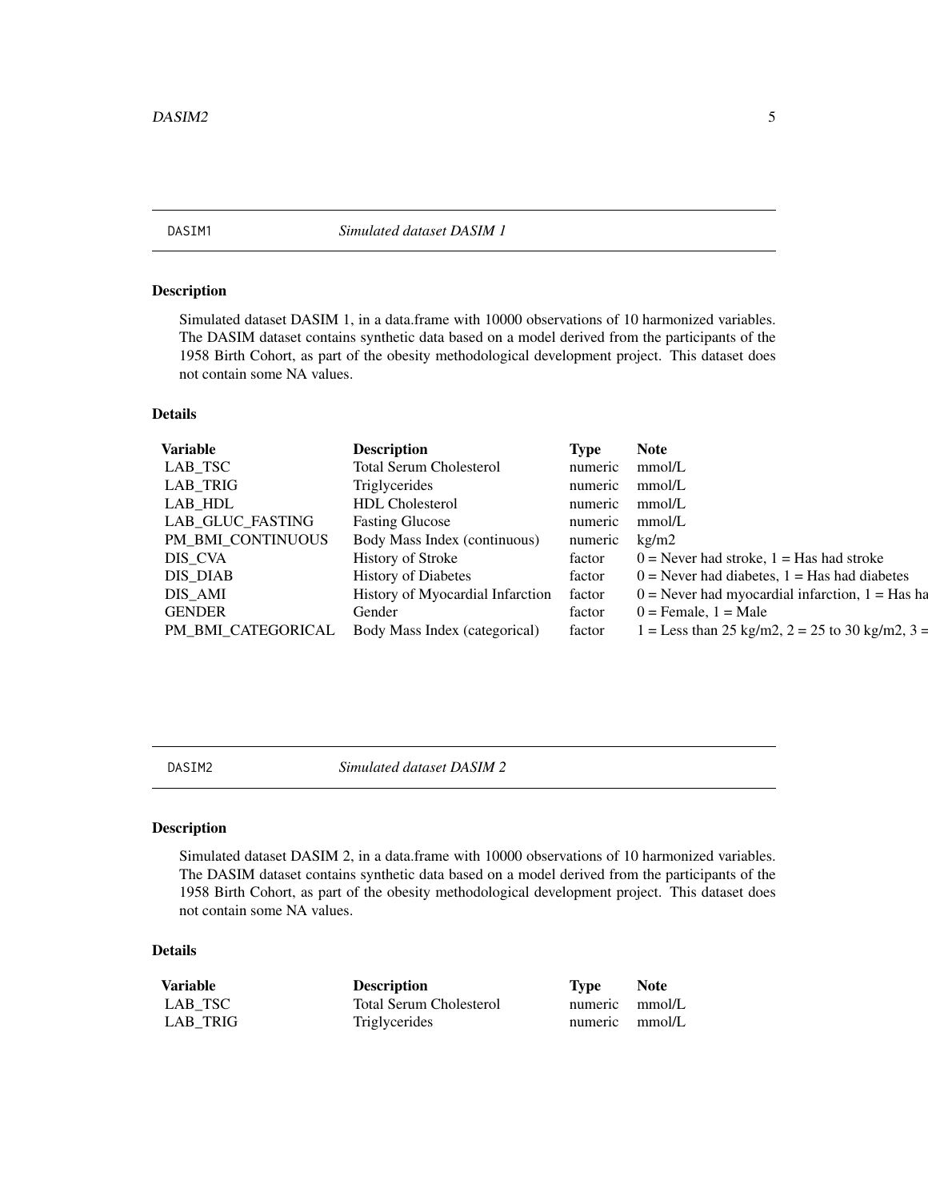## DASIM1 — *Simulated dataset DASIM 1*

### Description

Simulated dataset DASIM 1, in a data.frame with 10000 observations of 10 harmonized variables. The DASIM dataset contains synthetic data based on a model derived from the participants of the 1958 Birth Cohort, as part of the obesity methodological development project. This dataset does not contain some NA values.

### Details

| Variable | Description | Type | Note |
|---|---|---|---|
| LAB_TSC | Total Serum Cholesterol | numeric | mmol/L |
| LAB_TRIG | Triglycerides | numeric | mmol/L |
| LAB_HDL | HDL Cholesterol | numeric | mmol/L |
| LAB_GLUC_FASTING | Fasting Glucose | numeric | mmol/L |
| PM_BMI_CONTINUOUS | Body Mass Index (continuous) | numeric | kg/m2 |
| DIS_CVA | History of Stroke | factor | 0 = Never had stroke, 1 = Has had stroke |
| DIS_DIAB | History of Diabetes | factor | 0 = Never had diabetes, 1 = Has had diabetes |
| DIS_AMI | History of Myocardial Infarction | factor | 0 = Never had myocardial infarction, 1 = Has ha |
| GENDER | Gender | factor | 0 = Female, 1 = Male |
| PM_BMI_CATEGORICAL | Body Mass Index (categorical) | factor | 1 = Less than 25 kg/m2, 2 = 25 to 30 kg/m2, 3 = |

## DASIM2 — *Simulated dataset DASIM 2*

### Description

Simulated dataset DASIM 2, in a data.frame with 10000 observations of 10 harmonized variables. The DASIM dataset contains synthetic data based on a model derived from the participants of the 1958 Birth Cohort, as part of the obesity methodological development project. This dataset does not contain some NA values.

### Details

| Variable | Description | Type | Note |
|---|---|---|---|
| LAB_TSC | Total Serum Cholesterol | numeric | mmol/L |
| LAB_TRIG | Triglycerides | numeric | mmol/L |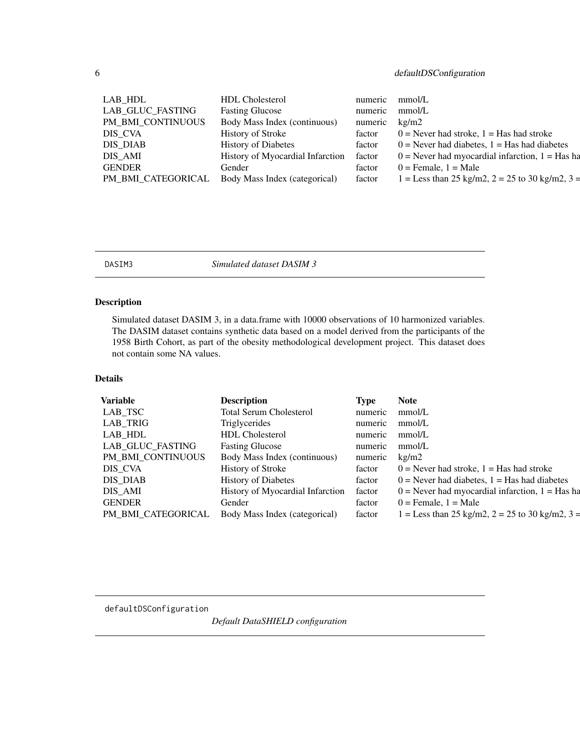| | | | |
|---|---|---|---|
| LAB_HDL | HDL Cholesterol | numeric | mmol/L |
| LAB_GLUC_FASTING | Fasting Glucose | numeric | mmol/L |
| PM_BMI_CONTINUOUS | Body Mass Index (continuous) | numeric | kg/m2 |
| DIS_CVA | History of Stroke | factor | 0 = Never had stroke, 1 = Has had stroke |
| DIS_DIAB | History of Diabetes | factor | 0 = Never had diabetes, 1 = Has had diabetes |
| DIS_AMI | History of Myocardial Infarction | factor | 0 = Never had myocardial infarction, 1 = Has ha |
| GENDER | Gender | factor | 0 = Female, 1 = Male |
| PM_BMI_CATEGORICAL | Body Mass Index (categorical) | factor | 1 = Less than 25 kg/m2, 2 = 25 to 30 kg/m2, 3 = |

---

`DASIM3` *Simulated dataset DASIM 3*

---

## Description

Simulated dataset DASIM 3, in a data.frame with 10000 observations of 10 harmonized variables. The DASIM dataset contains synthetic data based on a model derived from the participants of the 1958 Birth Cohort, as part of the obesity methodological development project. This dataset does not contain some NA values.

## Details

| Variable | Description | Type | Note |
|---|---|---|---|
| LAB_TSC | Total Serum Cholesterol | numeric | mmol/L |
| LAB_TRIG | Triglycerides | numeric | mmol/L |
| LAB_HDL | HDL Cholesterol | numeric | mmol/L |
| LAB_GLUC_FASTING | Fasting Glucose | numeric | mmol/L |
| PM_BMI_CONTINUOUS | Body Mass Index (continuous) | numeric | kg/m2 |
| DIS_CVA | History of Stroke | factor | 0 = Never had stroke, 1 = Has had stroke |
| DIS_DIAB | History of Diabetes | factor | 0 = Never had diabetes, 1 = Has had diabetes |
| DIS_AMI | History of Myocardial Infarction | factor | 0 = Never had myocardial infarction, 1 = Has ha |
| GENDER | Gender | factor | 0 = Female, 1 = Male |
| PM_BMI_CATEGORICAL | Body Mass Index (categorical) | factor | 1 = Less than 25 kg/m2, 2 = 25 to 30 kg/m2, 3 = |

---

`defaultDSConfiguration` *Default DataSHIELD configuration*

---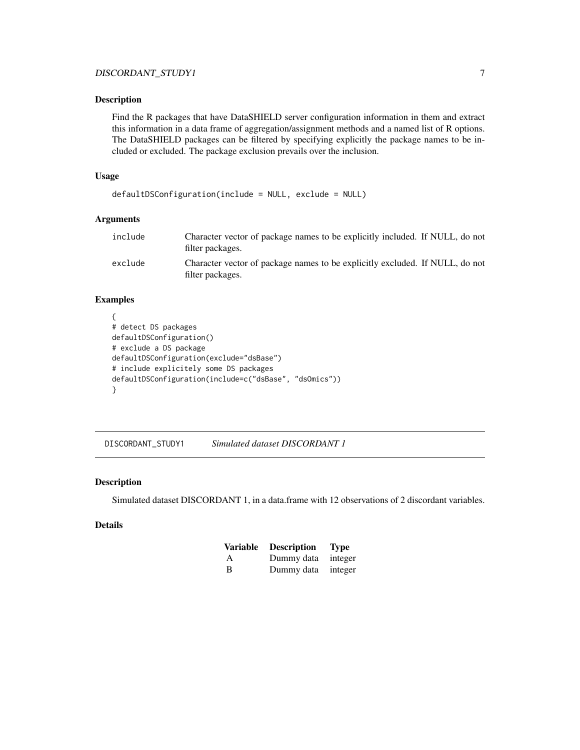### Description

Find the R packages that have DataSHIELD server configuration information in them and extract this information in a data frame of aggregation/assignment methods and a named list of R options. The DataSHIELD packages can be filtered by specifying explicitly the package names to be included or excluded. The package exclusion prevails over the inclusion.

### Usage

```
defaultDSConfiguration(include = NULL, exclude = NULL)
```

### Arguments

| | |
|---|---|
| include | Character vector of package names to be explicitly included. If NULL, do not filter packages. |
| exclude | Character vector of package names to be explicitly excluded. If NULL, do not filter packages. |

### Examples

```
{
# detect DS packages
defaultDSConfiguration()
# exclude a DS package
defaultDSConfiguration(exclude="dsBase")
# include explicitely some DS packages
defaultDSConfiguration(include=c("dsBase", "dsOmics"))
}
```

## DISCORDANT_STUDY1 *Simulated dataset DISCORDANT 1*

### Description

Simulated dataset DISCORDANT 1, in a data.frame with 12 observations of 2 discordant variables.

### Details

| Variable | Description | Type |
|---|---|---|
| A | Dummy data | integer |
| B | Dummy data | integer |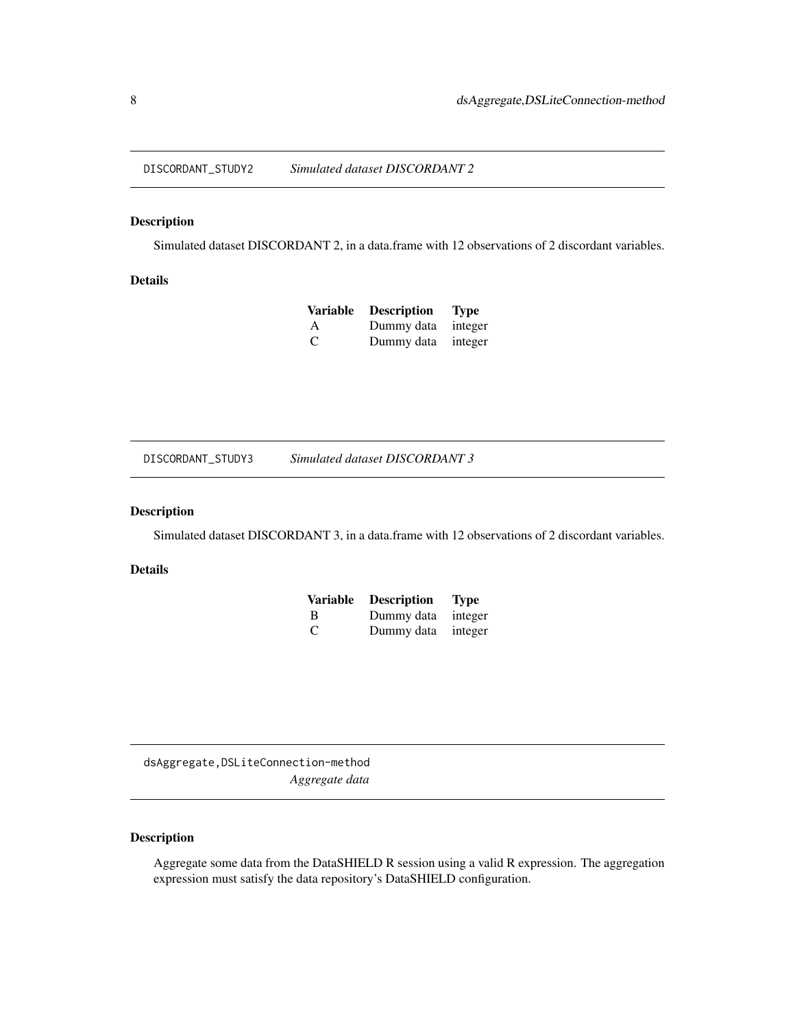## DISCORDANT_STUDY2 — *Simulated dataset DISCORDANT 2*

### Description

Simulated dataset DISCORDANT 2, in a data.frame with 12 observations of 2 discordant variables.

### Details

| Variable | Description | Type |
|---|---|---|
| A | Dummy data | integer |
| C | Dummy data | integer |

## DISCORDANT_STUDY3 — *Simulated dataset DISCORDANT 3*

### Description

Simulated dataset DISCORDANT 3, in a data.frame with 12 observations of 2 discordant variables.

### Details

| Variable | Description | Type |
|---|---|---|
| B | Dummy data | integer |
| C | Dummy data | integer |

## dsAggregate,DSLiteConnection-method — *Aggregate data*

### Description

Aggregate some data from the DataSHIELD R session using a valid R expression. The aggregation expression must satisfy the data repository's DataSHIELD configuration.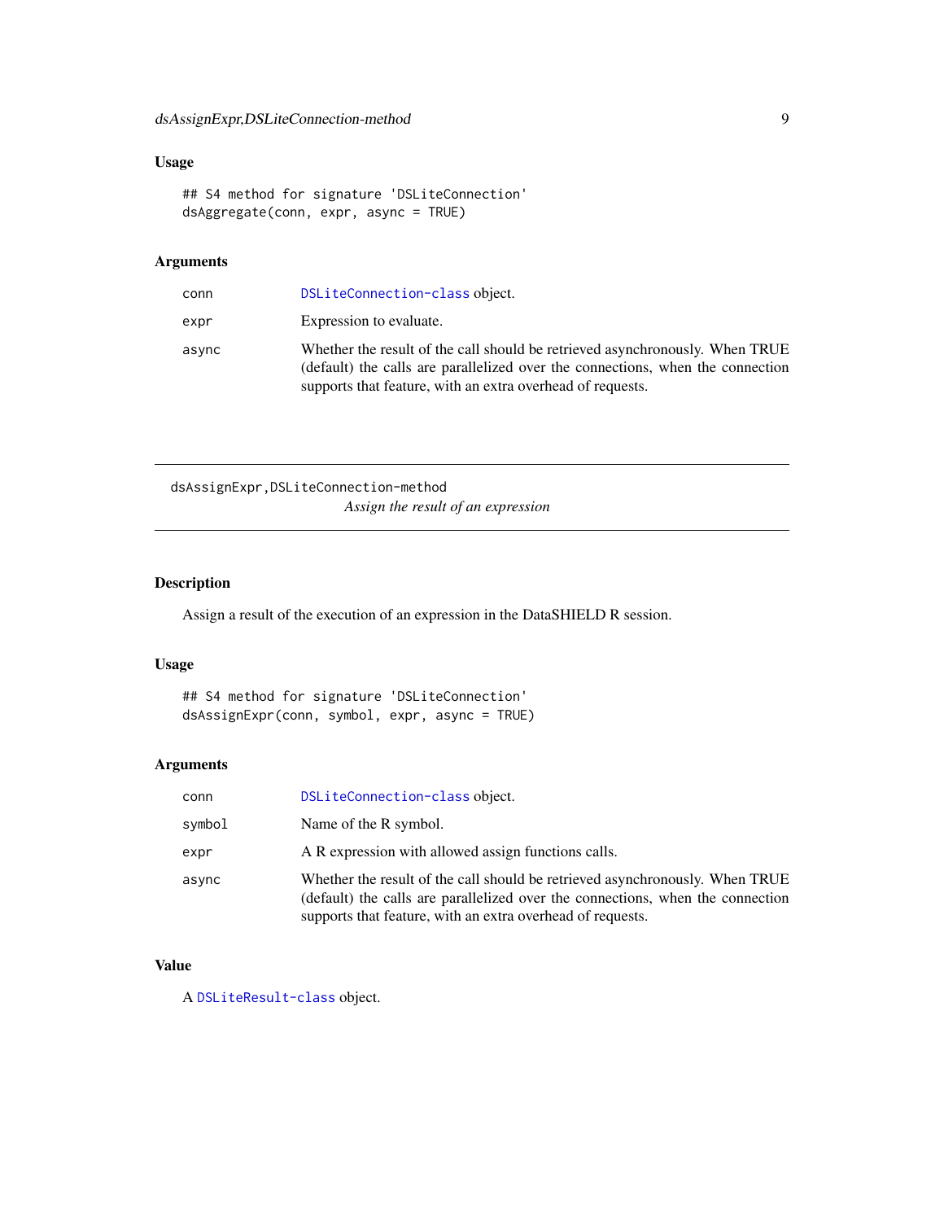### Usage

```
## S4 method for signature 'DSLiteConnection'
dsAggregate(conn, expr, async = TRUE)
```

### Arguments

| | |
|---|---|
| conn | DSLiteConnection-class object. |
| expr | Expression to evaluate. |
| async | Whether the result of the call should be retrieved asynchronously. When TRUE (default) the calls are parallelized over the connections, when the connection supports that feature, with an extra overhead of requests. |

---

## dsAssignExpr,DSLiteConnection-method

*Assign the result of an expression*

### Description

Assign a result of the execution of an expression in the DataSHIELD R session.

### Usage

```
## S4 method for signature 'DSLiteConnection'
dsAssignExpr(conn, symbol, expr, async = TRUE)
```

### Arguments

| | |
|---|---|
| conn | DSLiteConnection-class object. |
| symbol | Name of the R symbol. |
| expr | A R expression with allowed assign functions calls. |
| async | Whether the result of the call should be retrieved asynchronously. When TRUE (default) the calls are parallelized over the connections, when the connection supports that feature, with an extra overhead of requests. |

### Value

A DSLiteResult-class object.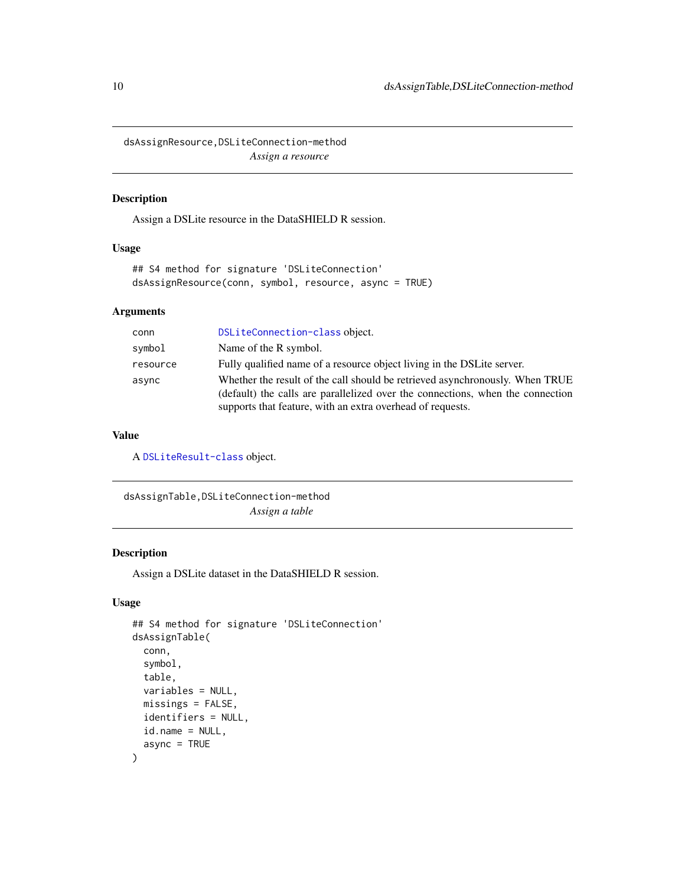## dsAssignResource,DSLiteConnection-method

*Assign a resource*

### Description

Assign a DSLite resource in the DataSHIELD R session.

### Usage

```
## S4 method for signature 'DSLiteConnection'
dsAssignResource(conn, symbol, resource, async = TRUE)
```

### Arguments

| | |
|---|---|
| conn | DSLiteConnection-class object. |
| symbol | Name of the R symbol. |
| resource | Fully qualified name of a resource object living in the DSLite server. |
| async | Whether the result of the call should be retrieved asynchronously. When TRUE (default) the calls are parallelized over the connections, when the connection supports that feature, with an extra overhead of requests. |

### Value

A DSLiteResult-class object.

## dsAssignTable,DSLiteConnection-method

*Assign a table*

### Description

Assign a DSLite dataset in the DataSHIELD R session.

### Usage

```
## S4 method for signature 'DSLiteConnection'
dsAssignTable(
  conn,
  symbol,
  table,
  variables = NULL,
  missings = FALSE,
  identifiers = NULL,
  id.name = NULL,
  async = TRUE
)
```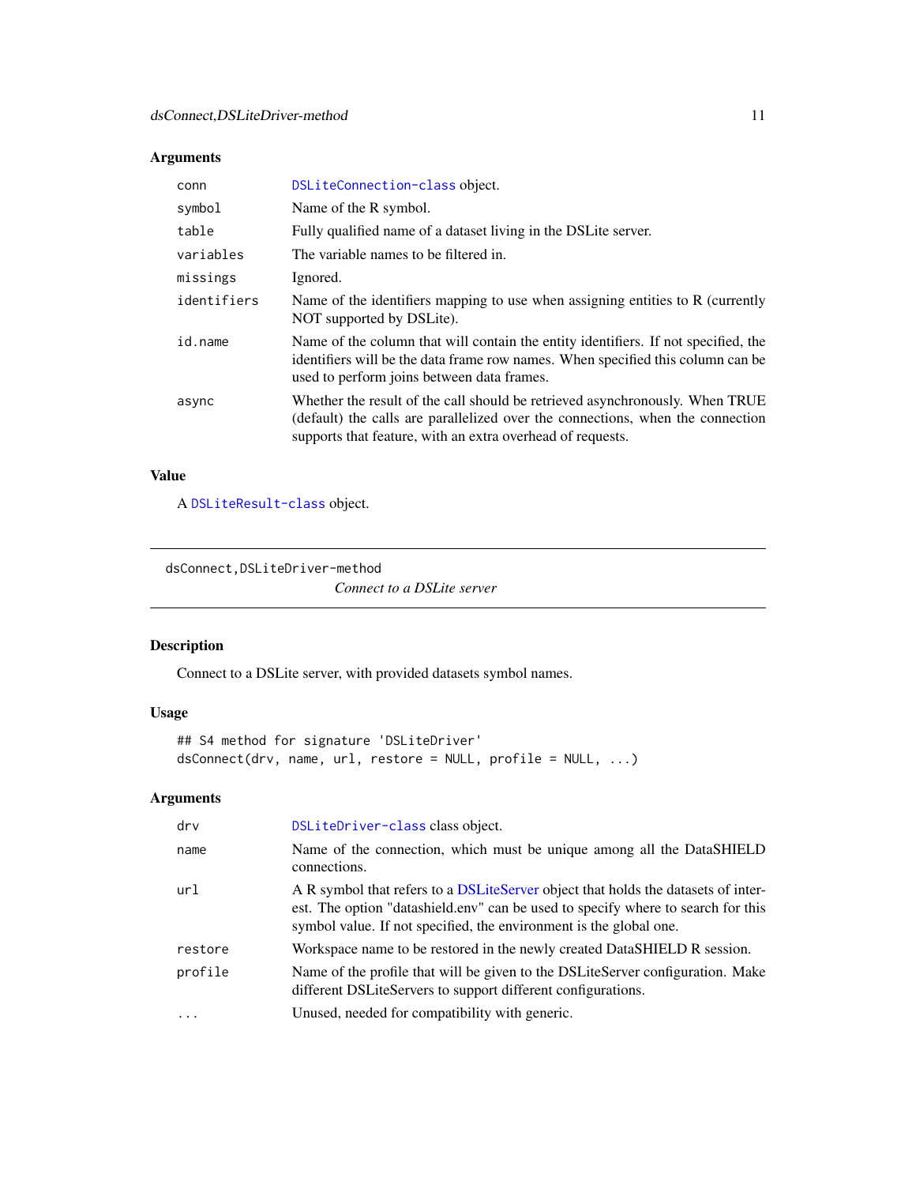### Arguments

| | |
|---|---|
| conn | DSLiteConnection-class object. |
| symbol | Name of the R symbol. |
| table | Fully qualified name of a dataset living in the DSLite server. |
| variables | The variable names to be filtered in. |
| missings | Ignored. |
| identifiers | Name of the identifiers mapping to use when assigning entities to R (currently NOT supported by DSLite). |
| id.name | Name of the column that will contain the entity identifiers. If not specified, the identifiers will be the data frame row names. When specified this column can be used to perform joins between data frames. |
| async | Whether the result of the call should be retrieved asynchronously. When TRUE (default) the calls are parallelized over the connections, when the connection supports that feature, with an extra overhead of requests. |

### Value

A DSLiteResult-class object.

---

## dsConnect,DSLiteDriver-method

*Connect to a DSLite server*

### Description

Connect to a DSLite server, with provided datasets symbol names.

### Usage

```
## S4 method for signature 'DSLiteDriver'
dsConnect(drv, name, url, restore = NULL, profile = NULL, ...)
```

### Arguments

| | |
|---|---|
| drv | DSLiteDriver-class class object. |
| name | Name of the connection, which must be unique among all the DataSHIELD connections. |
| url | A R symbol that refers to a DSLiteServer object that holds the datasets of interest. The option "datashield.env" can be used to specify where to search for this symbol value. If not specified, the environment is the global one. |
| restore | Workspace name to be restored in the newly created DataSHIELD R session. |
| profile | Name of the profile that will be given to the DSLiteServer configuration. Make different DSLiteServers to support different configurations. |
| ... | Unused, needed for compatibility with generic. |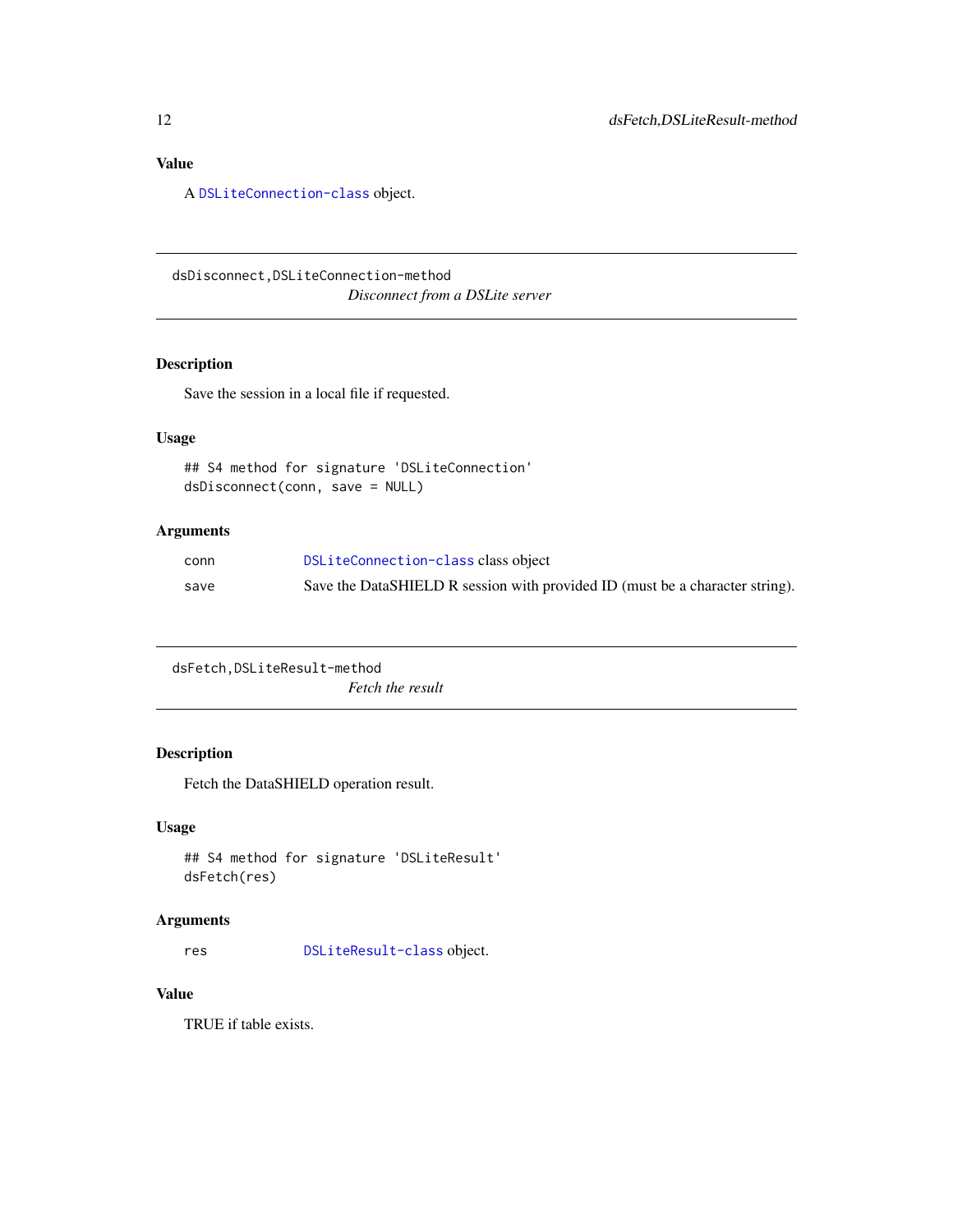## Value

A `DSLiteConnection-class` object.

---

## dsDisconnect,DSLiteConnection-method

*Disconnect from a DSLite server*

---

### Description

Save the session in a local file if requested.

### Usage

```
## S4 method for signature 'DSLiteConnection'
dsDisconnect(conn, save = NULL)
```

### Arguments

| | |
|---|---|
| `conn` | `DSLiteConnection-class` class object |
| `save` | Save the DataSHIELD R session with provided ID (must be a character string). |

---

## dsFetch,DSLiteResult-method

*Fetch the result*

---

### Description

Fetch the DataSHIELD operation result.

### Usage

```
## S4 method for signature 'DSLiteResult'
dsFetch(res)
```

### Arguments

| | |
|---|---|
| `res` | `DSLiteResult-class` object. |

### Value

TRUE if table exists.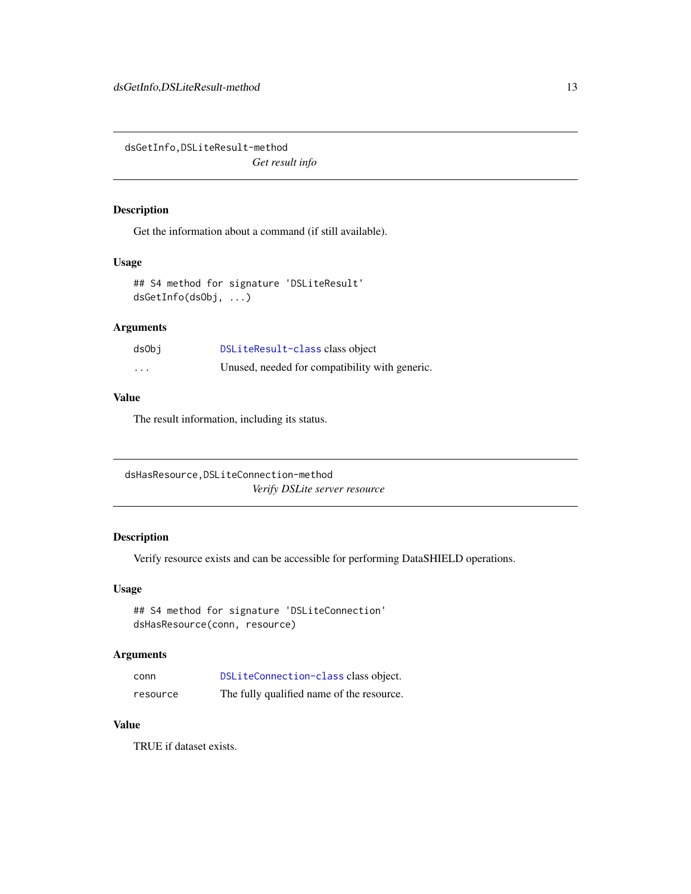## dsGetInfo,DSLiteResult-method

*Get result info*

### Description

Get the information about a command (if still available).

### Usage

```
## S4 method for signature 'DSLiteResult'
dsGetInfo(dsObj, ...)
```

### Arguments

| | |
|---|---|
| dsObj | DSLiteResult-class class object |
| ... | Unused, needed for compatibility with generic. |

### Value

The result information, including its status.

## dsHasResource,DSLiteConnection-method

*Verify DSLite server resource*

### Description

Verify resource exists and can be accessible for performing DataSHIELD operations.

### Usage

```
## S4 method for signature 'DSLiteConnection'
dsHasResource(conn, resource)
```

### Arguments

| | |
|---|---|
| conn | DSLiteConnection-class class object. |
| resource | The fully qualified name of the resource. |

### Value

TRUE if dataset exists.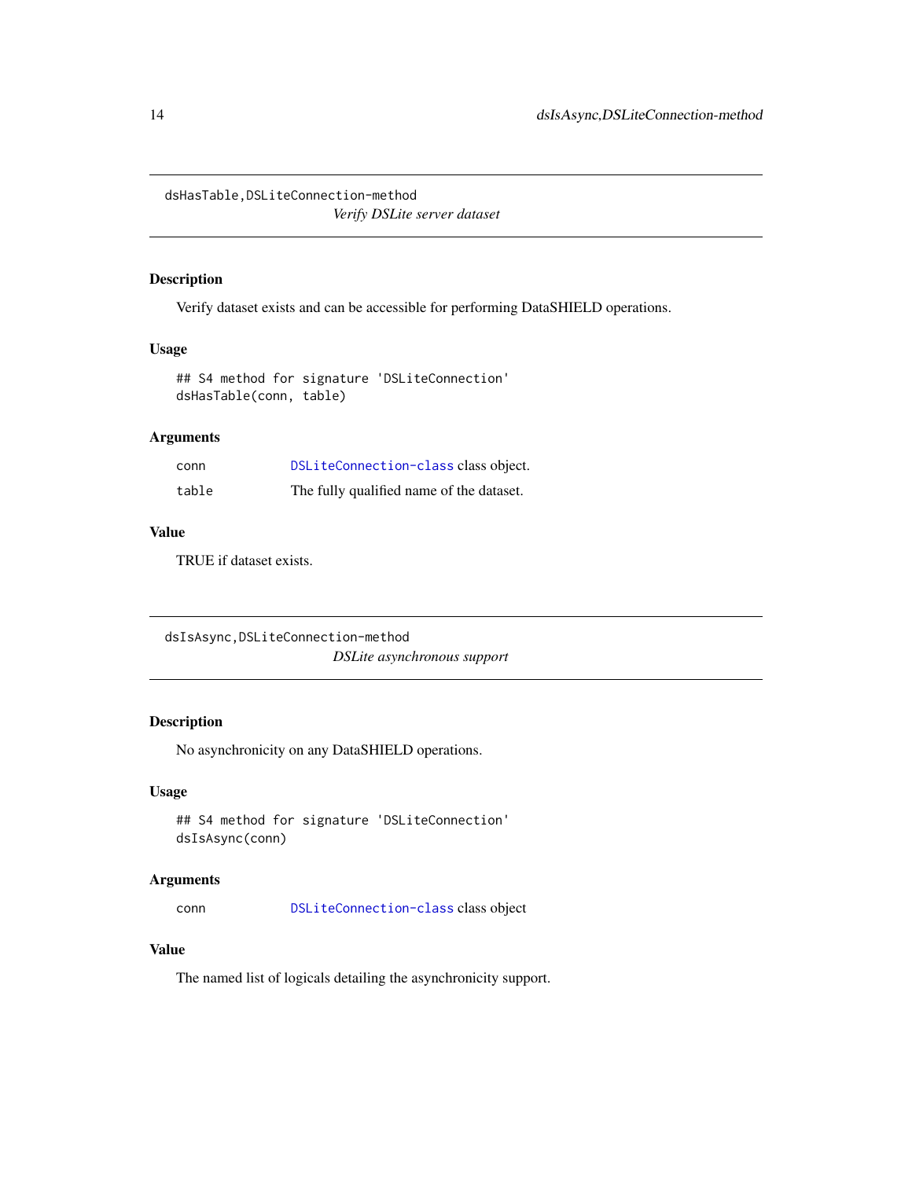## dsHasTable,DSLiteConnection-method

*Verify DSLite server dataset*

### Description

Verify dataset exists and can be accessible for performing DataSHIELD operations.

### Usage

```
## S4 method for signature 'DSLiteConnection'
dsHasTable(conn, table)
```

### Arguments

| | |
|---|---|
| conn | DSLiteConnection-class class object. |
| table | The fully qualified name of the dataset. |

### Value

TRUE if dataset exists.

## dsIsAsync,DSLiteConnection-method

*DSLite asynchronous support*

### Description

No asynchronicity on any DataSHIELD operations.

### Usage

```
## S4 method for signature 'DSLiteConnection'
dsIsAsync(conn)
```

### Arguments

| | |
|---|---|
| conn | DSLiteConnection-class class object |

### Value

The named list of logicals detailing the asynchronicity support.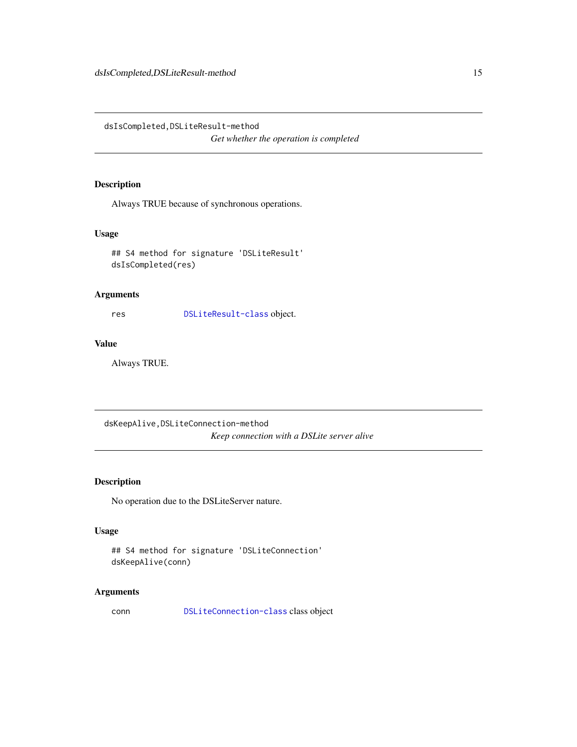## dsIsCompleted,DSLiteResult-method

*Get whether the operation is completed*

### Description

Always TRUE because of synchronous operations.

### Usage

```
## S4 method for signature 'DSLiteResult'
dsIsCompleted(res)
```

### Arguments

| | |
|---|---|
| res | DSLiteResult-class object. |

### Value

Always TRUE.

## dsKeepAlive,DSLiteConnection-method

*Keep connection with a DSLite server alive*

### Description

No operation due to the DSLiteServer nature.

### Usage

```
## S4 method for signature 'DSLiteConnection'
dsKeepAlive(conn)
```

### Arguments

| | |
|---|---|
| conn | DSLiteConnection-class class object |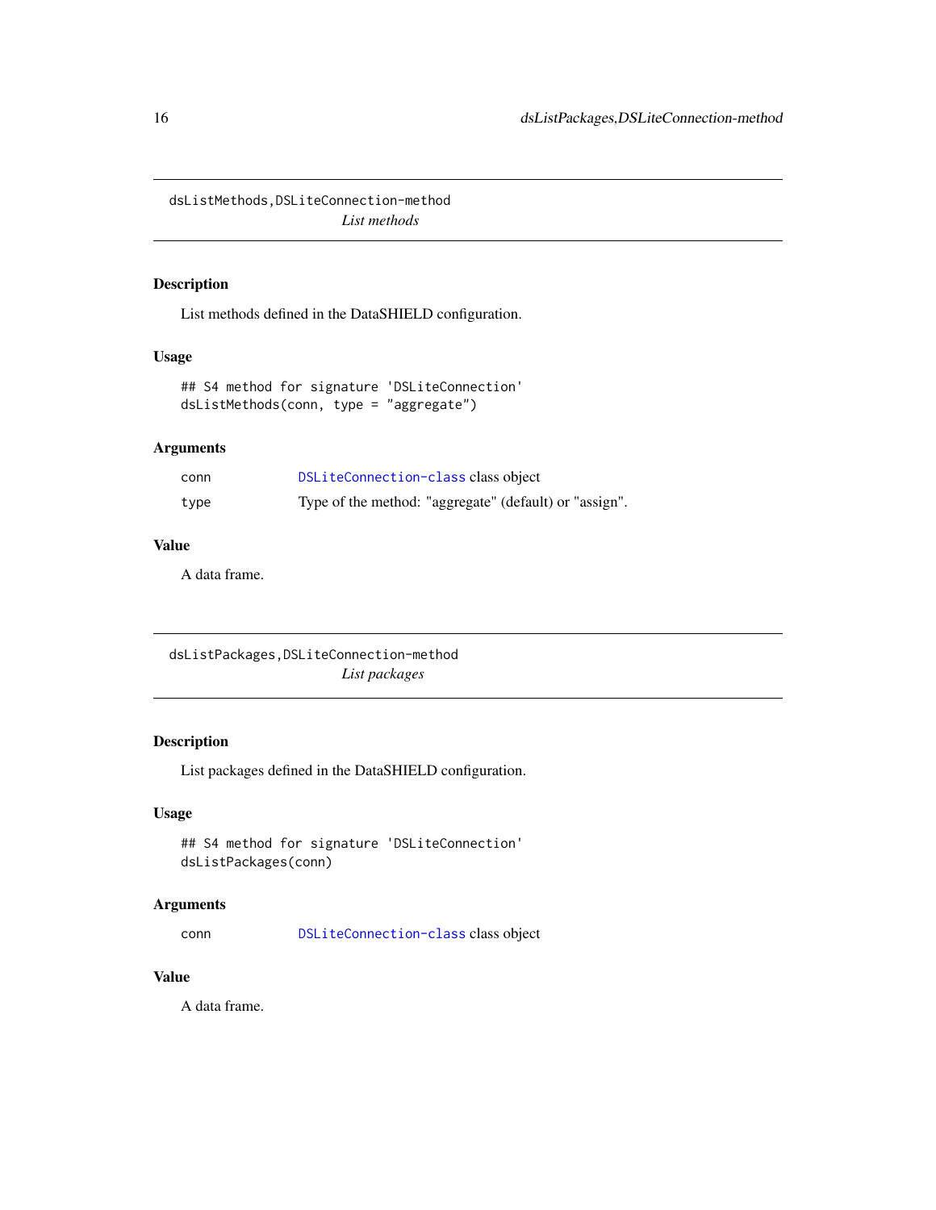## dsListMethods,DSLiteConnection-method

*List methods*

### Description

List methods defined in the DataSHIELD configuration.

### Usage

```
## S4 method for signature 'DSLiteConnection'
dsListMethods(conn, type = "aggregate")
```

### Arguments

| | |
|---|---|
| conn | DSLiteConnection-class class object |
| type | Type of the method: "aggregate" (default) or "assign". |

### Value

A data frame.

## dsListPackages,DSLiteConnection-method

*List packages*

### Description

List packages defined in the DataSHIELD configuration.

### Usage

```
## S4 method for signature 'DSLiteConnection'
dsListPackages(conn)
```

### Arguments

| | |
|---|---|
| conn | DSLiteConnection-class class object |

### Value

A data frame.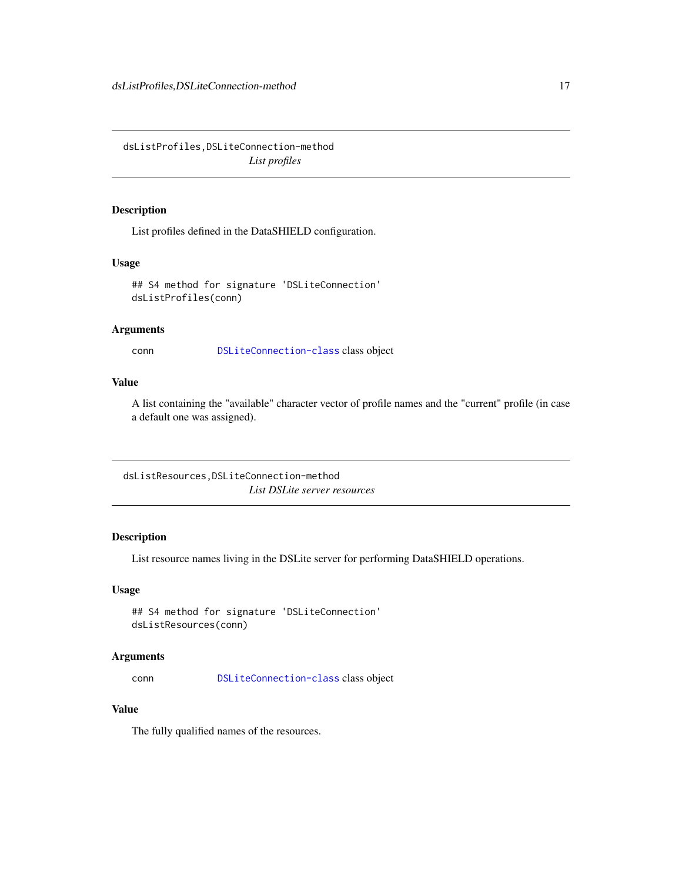## dsListProfiles,DSLiteConnection-method

*List profiles*

### Description

List profiles defined in the DataSHIELD configuration.

### Usage

```
## S4 method for signature 'DSLiteConnection'
dsListProfiles(conn)
```

### Arguments

| | |
|---|---|
| conn | DSLiteConnection-class class object |

### Value

A list containing the "available" character vector of profile names and the "current" profile (in case a default one was assigned).

## dsListResources,DSLiteConnection-method

*List DSLite server resources*

### Description

List resource names living in the DSLite server for performing DataSHIELD operations.

### Usage

```
## S4 method for signature 'DSLiteConnection'
dsListResources(conn)
```

### Arguments

| | |
|---|---|
| conn | DSLiteConnection-class class object |

### Value

The fully qualified names of the resources.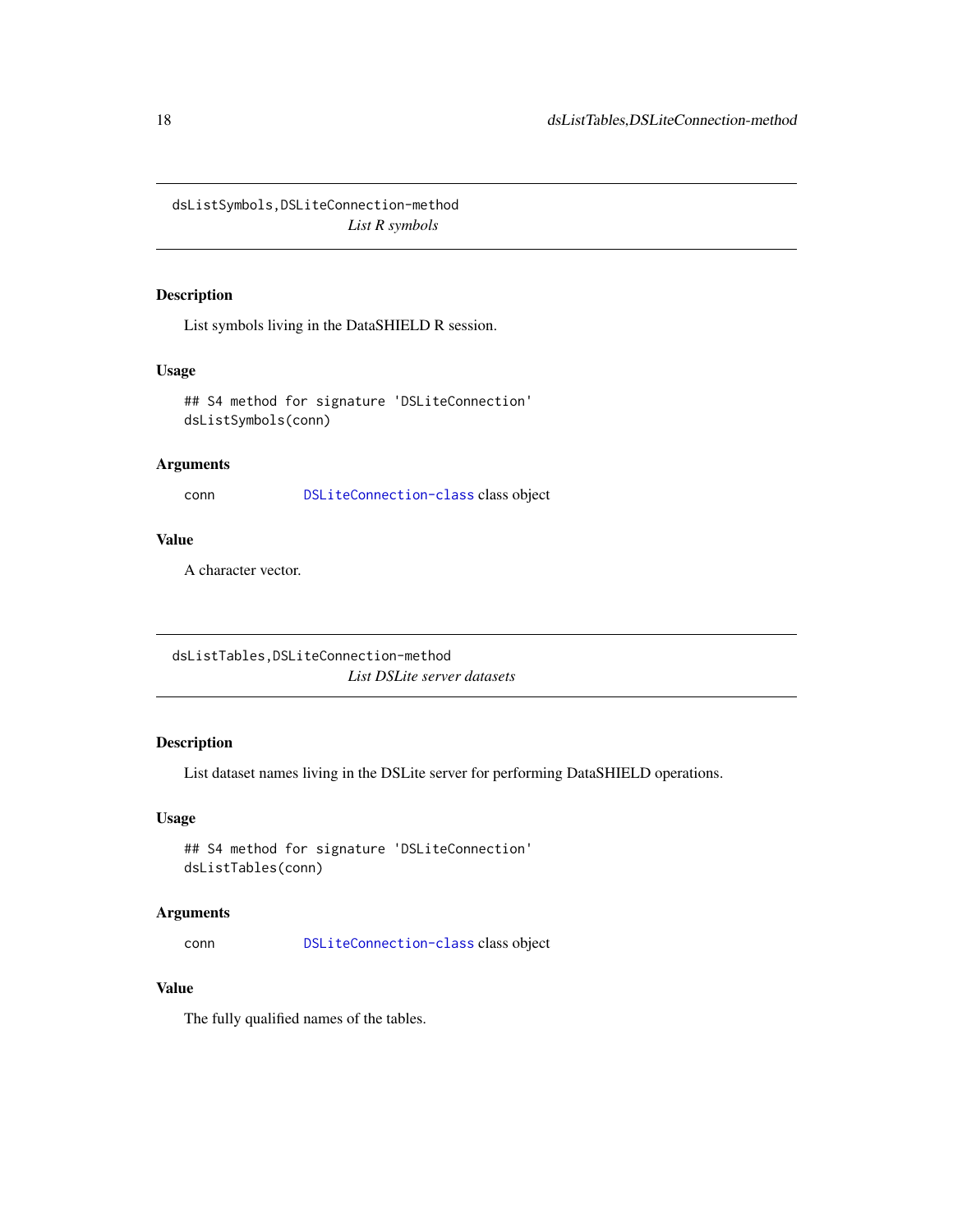## dsListSymbols,DSLiteConnection-method

*List R symbols*

### Description

List symbols living in the DataSHIELD R session.

### Usage

```
## S4 method for signature 'DSLiteConnection'
dsListSymbols(conn)
```

### Arguments

| | |
|---|---|
| conn | DSLiteConnection-class class object |

### Value

A character vector.

## dsListTables,DSLiteConnection-method

*List DSLite server datasets*

### Description

List dataset names living in the DSLite server for performing DataSHIELD operations.

### Usage

```
## S4 method for signature 'DSLiteConnection'
dsListTables(conn)
```

### Arguments

| | |
|---|---|
| conn | DSLiteConnection-class class object |

### Value

The fully qualified names of the tables.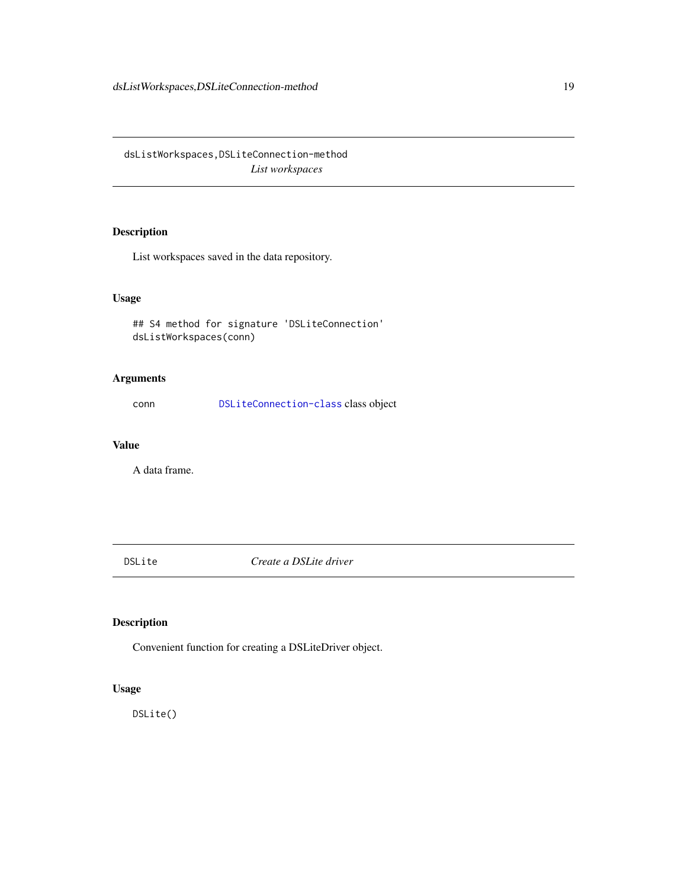## dsListWorkspaces,DSLiteConnection-method

*List workspaces*

### Description

List workspaces saved in the data repository.

### Usage

```
## S4 method for signature 'DSLiteConnection'
dsListWorkspaces(conn)
```

### Arguments

| | |
|---|---|
| conn | DSLiteConnection-class class object |

### Value

A data frame.

## DSLite

*Create a DSLite driver*

### Description

Convenient function for creating a DSLiteDriver object.

### Usage

```
DSLite()
```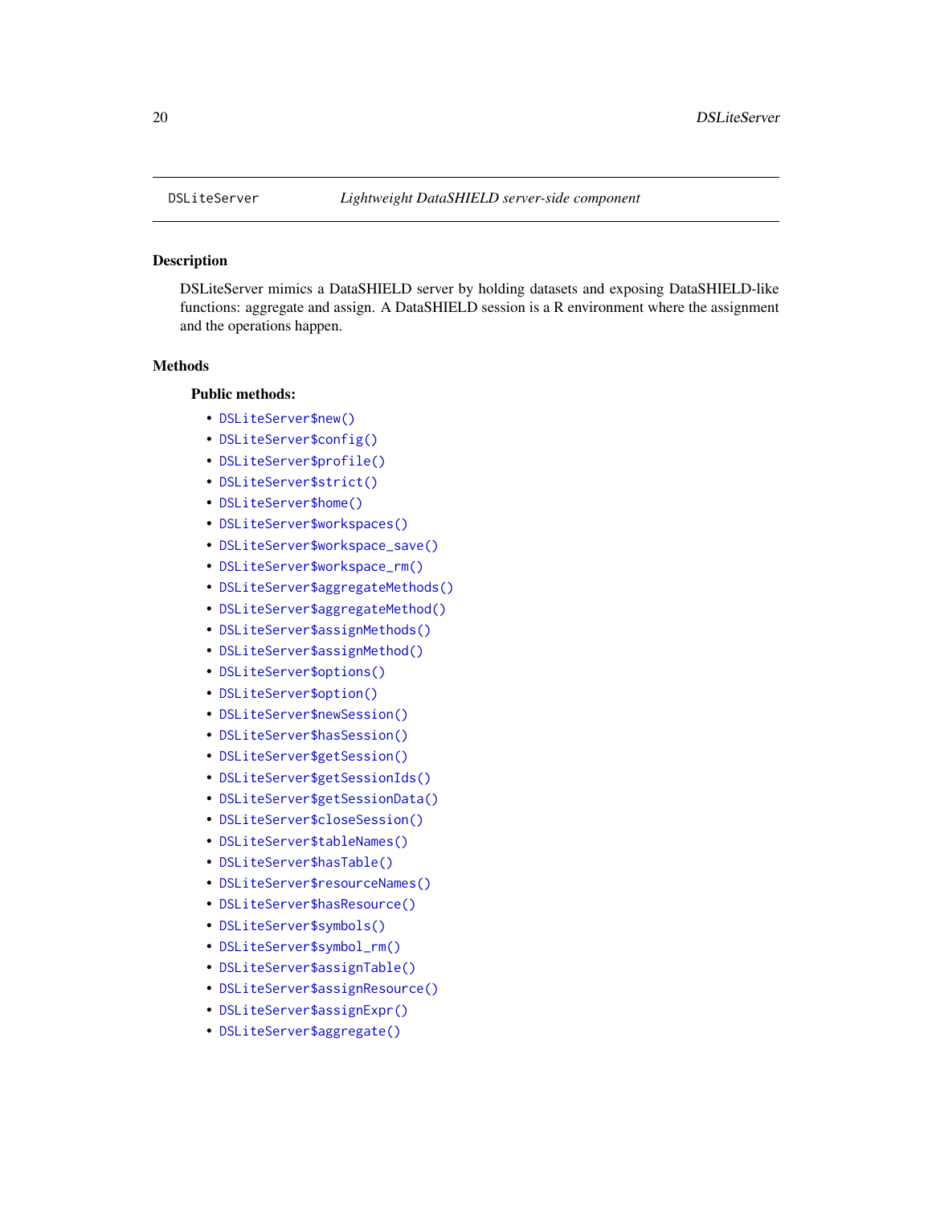`DSLiteServer` *Lightweight DataSHIELD server-side component*

## Description

DSLiteServer mimics a DataSHIELD server by holding datasets and exposing DataSHIELD-like functions: aggregate and assign. A DataSHIELD session is a R environment where the assignment and the operations happen.

## Methods

### Public methods:

- `DSLiteServer$new()`
- `DSLiteServer$config()`
- `DSLiteServer$profile()`
- `DSLiteServer$strict()`
- `DSLiteServer$home()`
- `DSLiteServer$workspaces()`
- `DSLiteServer$workspace_save()`
- `DSLiteServer$workspace_rm()`
- `DSLiteServer$aggregateMethods()`
- `DSLiteServer$aggregateMethod()`
- `DSLiteServer$assignMethods()`
- `DSLiteServer$assignMethod()`
- `DSLiteServer$options()`
- `DSLiteServer$option()`
- `DSLiteServer$newSession()`
- `DSLiteServer$hasSession()`
- `DSLiteServer$getSession()`
- `DSLiteServer$getSessionIds()`
- `DSLiteServer$getSessionData()`
- `DSLiteServer$closeSession()`
- `DSLiteServer$tableNames()`
- `DSLiteServer$hasTable()`
- `DSLiteServer$resourceNames()`
- `DSLiteServer$hasResource()`
- `DSLiteServer$symbols()`
- `DSLiteServer$symbol_rm()`
- `DSLiteServer$assignTable()`
- `DSLiteServer$assignResource()`
- `DSLiteServer$assignExpr()`
- `DSLiteServer$aggregate()`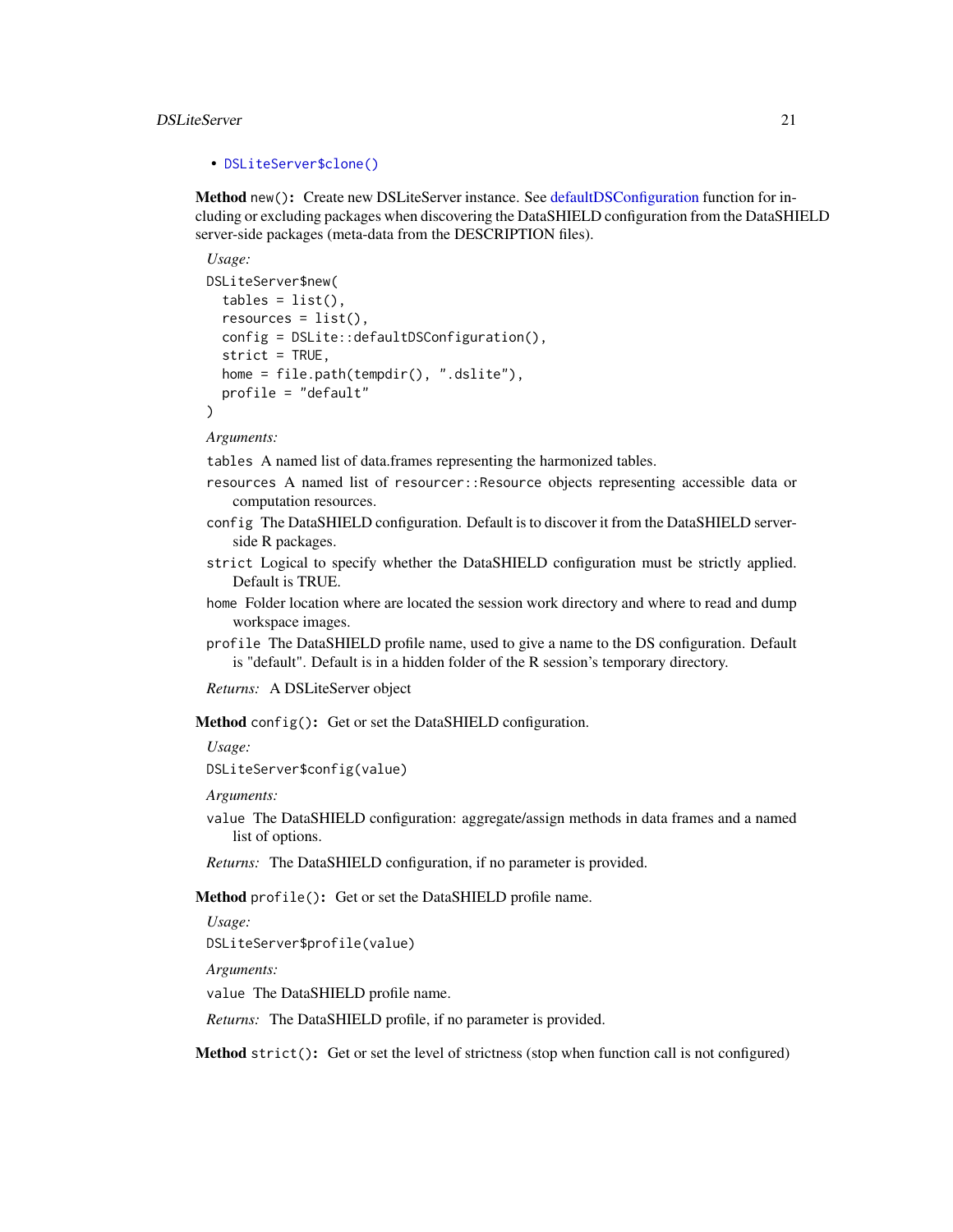- DSLiteServer$clone()

**Method** `new()`**:** Create new DSLiteServer instance. See defaultDSConfiguration function for including or excluding packages when discovering the DataSHIELD configuration from the DataSHIELD server-side packages (meta-data from the DESCRIPTION files).

*Usage:*

```
DSLiteServer$new(
  tables = list(),
  resources = list(),
  config = DSLite::defaultDSConfiguration(),
  strict = TRUE,
  home = file.path(tempdir(), ".dslite"),
  profile = "default"
)
```

*Arguments:*

`tables` A named list of data.frames representing the harmonized tables.

`resources` A named list of `resourcer::Resource` objects representing accessible data or computation resources.

`config` The DataSHIELD configuration. Default is to discover it from the DataSHIELD server-side R packages.

`strict` Logical to specify whether the DataSHIELD configuration must be strictly applied. Default is TRUE.

`home` Folder location where are located the session work directory and where to read and dump workspace images.

`profile` The DataSHIELD profile name, used to give a name to the DS configuration. Default is "default". Default is in a hidden folder of the R session's temporary directory.

*Returns:* A DSLiteServer object

**Method** `config()`**:** Get or set the DataSHIELD configuration.

*Usage:*

```
DSLiteServer$config(value)
```

*Arguments:*

`value` The DataSHIELD configuration: aggregate/assign methods in data frames and a named list of options.

*Returns:* The DataSHIELD configuration, if no parameter is provided.

**Method** `profile()`**:** Get or set the DataSHIELD profile name.

*Usage:*

```
DSLiteServer$profile(value)
```

*Arguments:*

`value` The DataSHIELD profile name.

*Returns:* The DataSHIELD profile, if no parameter is provided.

**Method** `strict()`**:** Get or set the level of strictness (stop when function call is not configured)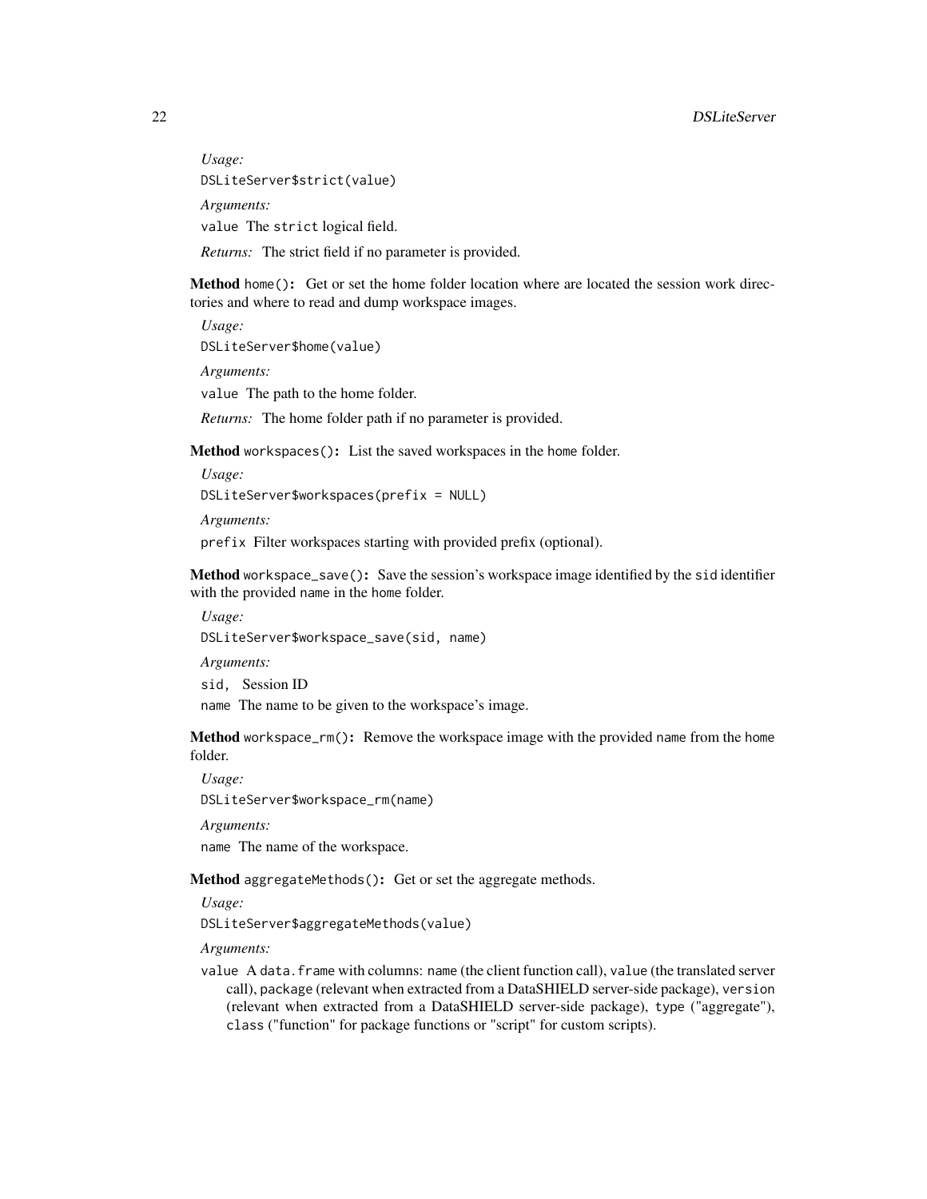*Usage:*

```
DSLiteServer$strict(value)
```

*Arguments:*

`value` The `strict` logical field.

*Returns:* The strict field if no parameter is provided.

**Method** `home()`**:** Get or set the home folder location where are located the session work directories and where to read and dump workspace images.

*Usage:*

```
DSLiteServer$home(value)
```

*Arguments:*

`value` The path to the home folder.

*Returns:* The home folder path if no parameter is provided.

**Method** `workspaces()`**:** List the saved workspaces in the `home` folder.

*Usage:*

```
DSLiteServer$workspaces(prefix = NULL)
```

*Arguments:*

`prefix` Filter workspaces starting with provided prefix (optional).

**Method** `workspace_save()`**:** Save the session's workspace image identified by the `sid` identifier with the provided `name` in the `home` folder.

*Usage:*

```
DSLiteServer$workspace_save(sid, name)
```

*Arguments:*

`sid,` Session ID

`name` The name to be given to the workspace's image.

**Method** `workspace_rm()`**:** Remove the workspace image with the provided `name` from the `home` folder.

*Usage:*

```
DSLiteServer$workspace_rm(name)
```

*Arguments:*

`name` The name of the workspace.

**Method** `aggregateMethods()`**:** Get or set the aggregate methods.

*Usage:*

```
DSLiteServer$aggregateMethods(value)
```

*Arguments:*

`value` A `data.frame` with columns: `name` (the client function call), `value` (the translated server call), `package` (relevant when extracted from a DataSHIELD server-side package), `version` (relevant when extracted from a DataSHIELD server-side package), `type` ("aggregate"), `class` ("function" for package functions or "script" for custom scripts).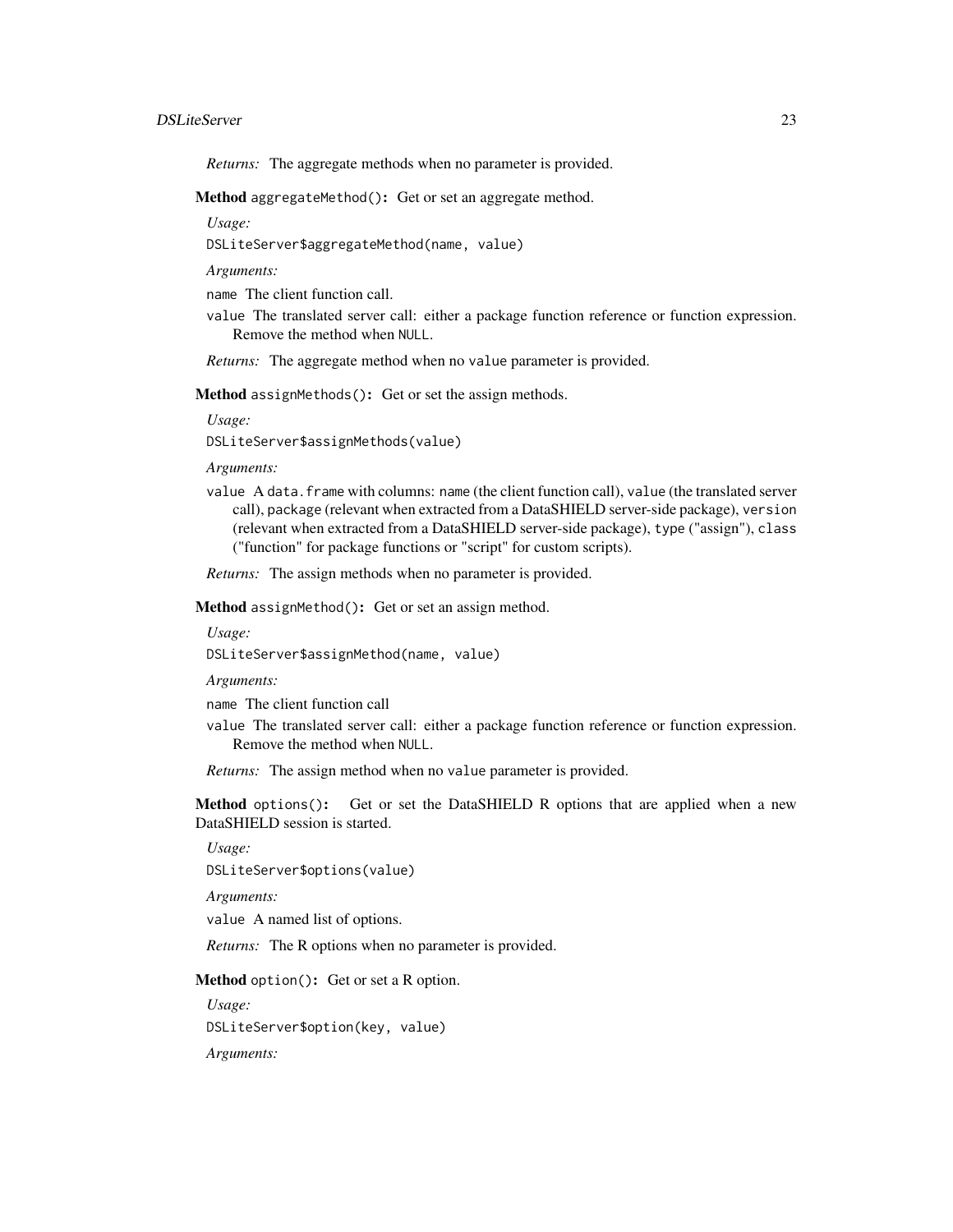*Returns:* The aggregate methods when no parameter is provided.

**Method** `aggregateMethod()`**:** Get or set an aggregate method.

*Usage:*

```
DSLiteServer$aggregateMethod(name, value)
```

*Arguments:*

`name` The client function call.

`value` The translated server call: either a package function reference or function expression. Remove the method when `NULL`.

*Returns:* The aggregate method when no `value` parameter is provided.

**Method** `assignMethods()`**:** Get or set the assign methods.

*Usage:*

```
DSLiteServer$assignMethods(value)
```

*Arguments:*

`value` A `data.frame` with columns: `name` (the client function call), `value` (the translated server call), `package` (relevant when extracted from a DataSHIELD server-side package), `version` (relevant when extracted from a DataSHIELD server-side package), `type` ("assign"), `class` ("function" for package functions or "script" for custom scripts).

*Returns:* The assign methods when no parameter is provided.

**Method** `assignMethod()`**:** Get or set an assign method.

*Usage:*

```
DSLiteServer$assignMethod(name, value)
```

*Arguments:*

`name` The client function call

`value` The translated server call: either a package function reference or function expression. Remove the method when `NULL`.

*Returns:* The assign method when no `value` parameter is provided.

**Method** `options()`**:** Get or set the DataSHIELD R options that are applied when a new DataSHIELD session is started.

*Usage:*

```
DSLiteServer$options(value)
```

*Arguments:*

`value` A named list of options.

*Returns:* The R options when no parameter is provided.

**Method** `option()`**:** Get or set a R option.

*Usage:*

```
DSLiteServer$option(key, value)
```

*Arguments:*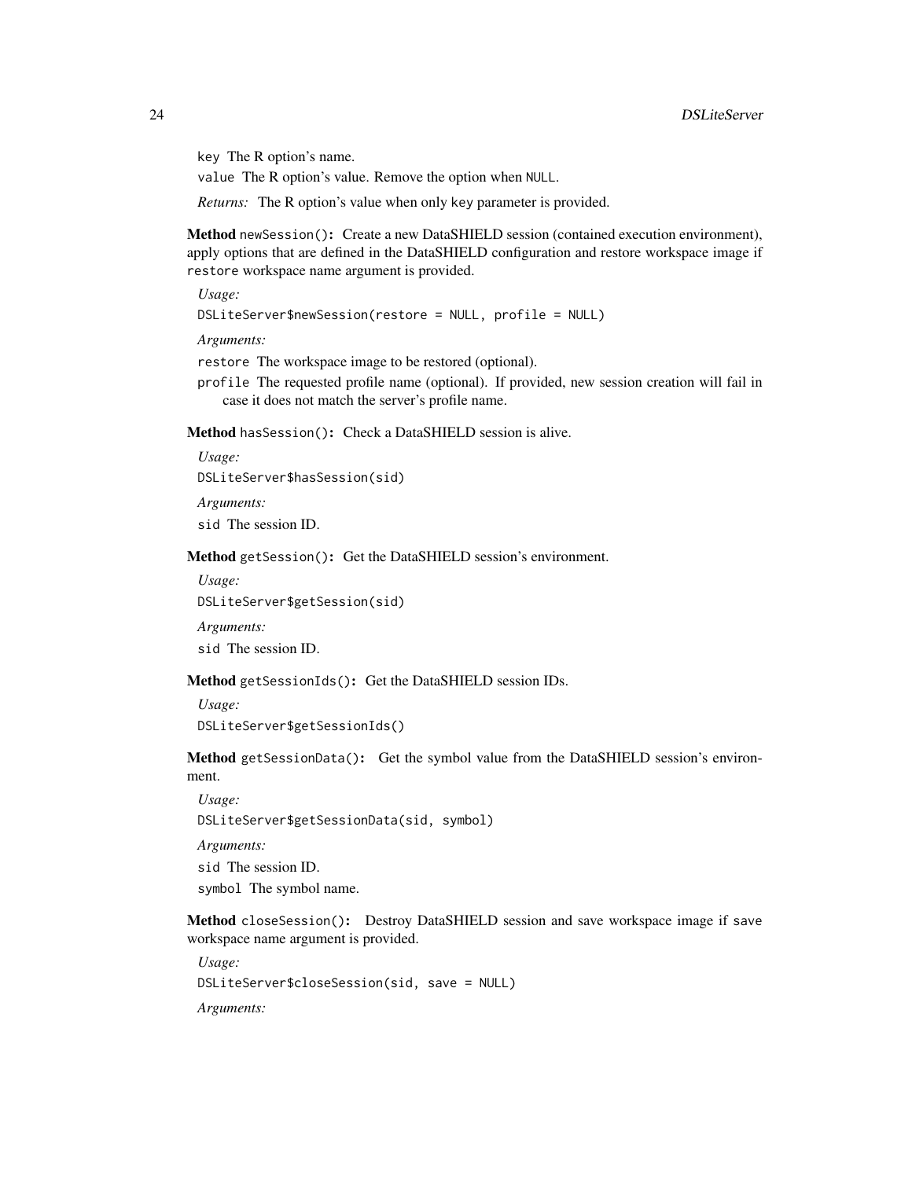key The R option's name.

value The R option's value. Remove the option when NULL.

*Returns:* The R option's value when only key parameter is provided.

**Method** newSession()**:** Create a new DataSHIELD session (contained execution environment), apply options that are defined in the DataSHIELD configuration and restore workspace image if restore workspace name argument is provided.

*Usage:*

```
DSLiteServer$newSession(restore = NULL, profile = NULL)
```

*Arguments:*

restore The workspace image to be restored (optional).

profile The requested profile name (optional). If provided, new session creation will fail in case it does not match the server's profile name.

**Method** hasSession()**:** Check a DataSHIELD session is alive.

*Usage:*

```
DSLiteServer$hasSession(sid)
```

*Arguments:*

sid The session ID.

**Method** getSession()**:** Get the DataSHIELD session's environment.

*Usage:*

```
DSLiteServer$getSession(sid)
```

*Arguments:*

sid The session ID.

**Method** getSessionIds()**:** Get the DataSHIELD session IDs.

*Usage:*

```
DSLiteServer$getSessionIds()
```

**Method** getSessionData()**:** Get the symbol value from the DataSHIELD session's environment.

*Usage:*

```
DSLiteServer$getSessionData(sid, symbol)
```

*Arguments:*

sid The session ID.

symbol The symbol name.

**Method** closeSession()**:** Destroy DataSHIELD session and save workspace image if save workspace name argument is provided.

*Usage:*

```
DSLiteServer$closeSession(sid, save = NULL)
```

*Arguments:*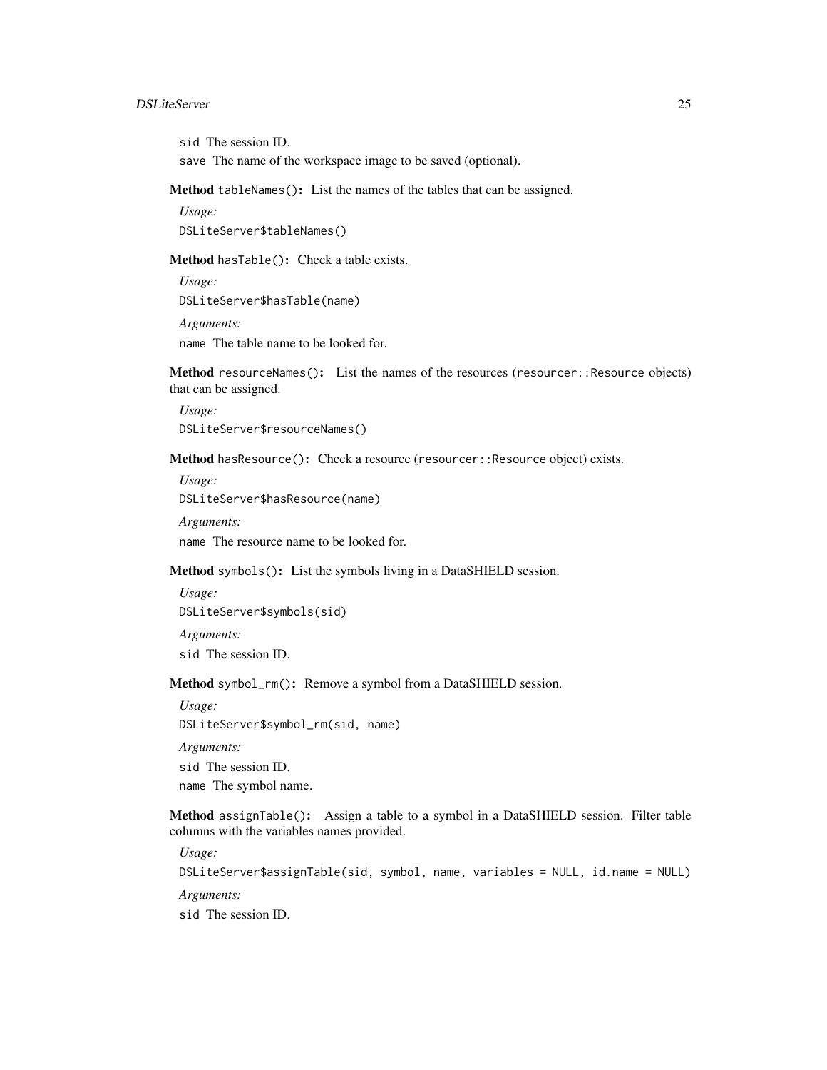sid The session ID.

save The name of the workspace image to be saved (optional).

**Method** `tableNames()`**:** List the names of the tables that can be assigned.

*Usage:*

```
DSLiteServer$tableNames()
```

**Method** `hasTable()`**:** Check a table exists.

*Usage:*

```
DSLiteServer$hasTable(name)
```

*Arguments:*

name The table name to be looked for.

**Method** `resourceNames()`**:** List the names of the resources (`resourcer::Resource` objects) that can be assigned.

*Usage:*

```
DSLiteServer$resourceNames()
```

**Method** `hasResource()`**:** Check a resource (`resourcer::Resource` object) exists.

*Usage:*

```
DSLiteServer$hasResource(name)
```

*Arguments:*

name The resource name to be looked for.

**Method** `symbols()`**:** List the symbols living in a DataSHIELD session.

*Usage:*

```
DSLiteServer$symbols(sid)
```

*Arguments:*

sid The session ID.

**Method** `symbol_rm()`**:** Remove a symbol from a DataSHIELD session.

*Usage:*

```
DSLiteServer$symbol_rm(sid, name)
```

*Arguments:*

sid The session ID.

name The symbol name.

**Method** `assignTable()`**:** Assign a table to a symbol in a DataSHIELD session. Filter table columns with the variables names provided.

*Usage:*

```
DSLiteServer$assignTable(sid, symbol, name, variables = NULL, id.name = NULL)
```

*Arguments:*

sid The session ID.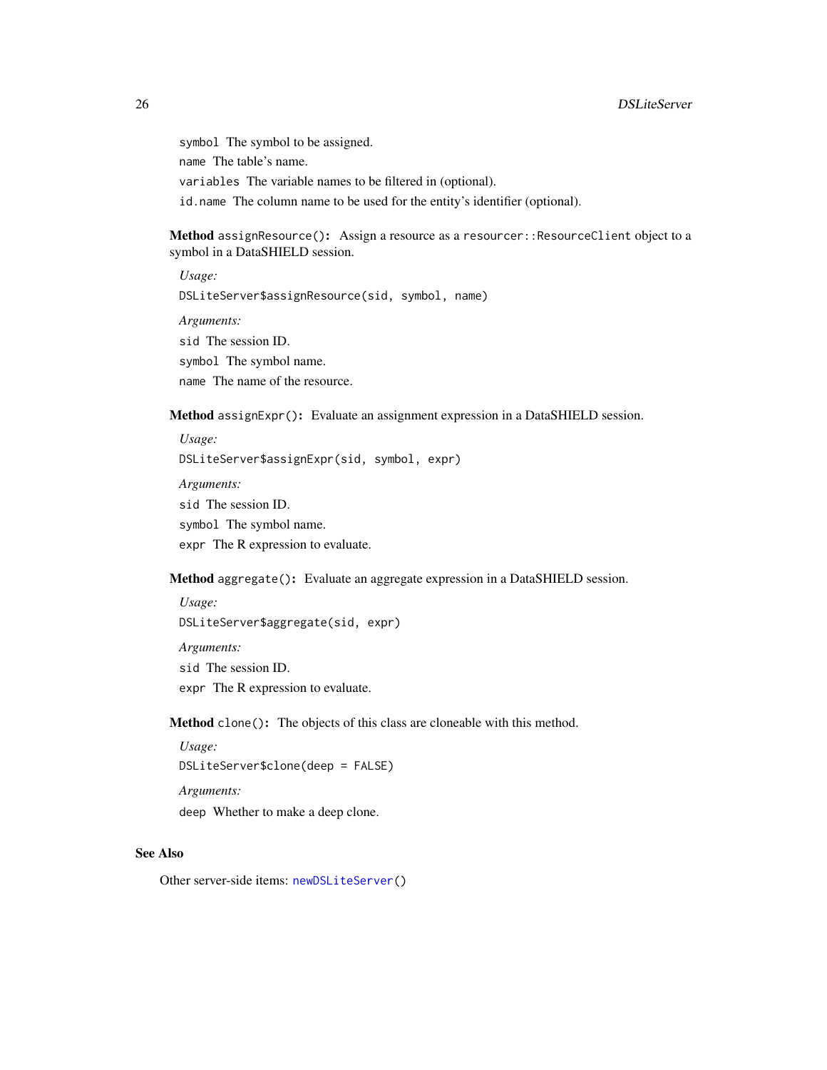`symbol` The symbol to be assigned.

`name` The table's name.

`variables` The variable names to be filtered in (optional).

`id.name` The column name to be used for the entity's identifier (optional).

**Method** `assignResource()`**:** Assign a resource as a `resourcer::ResourceClient` object to a symbol in a DataSHIELD session.

*Usage:*

```
DSLiteServer$assignResource(sid, symbol, name)
```

*Arguments:*

`sid` The session ID.

`symbol` The symbol name.

`name` The name of the resource.

**Method** `assignExpr()`**:** Evaluate an assignment expression in a DataSHIELD session.

*Usage:*

```
DSLiteServer$assignExpr(sid, symbol, expr)
```

*Arguments:*

`sid` The session ID.

`symbol` The symbol name.

`expr` The R expression to evaluate.

**Method** `aggregate()`**:** Evaluate an aggregate expression in a DataSHIELD session.

*Usage:*

```
DSLiteServer$aggregate(sid, expr)
```

*Arguments:*

`sid` The session ID.

`expr` The R expression to evaluate.

**Method** `clone()`**:** The objects of this class are cloneable with this method.

*Usage:*

```
DSLiteServer$clone(deep = FALSE)
```

*Arguments:*

`deep` Whether to make a deep clone.

## See Also

Other server-side items: `newDSLiteServer()`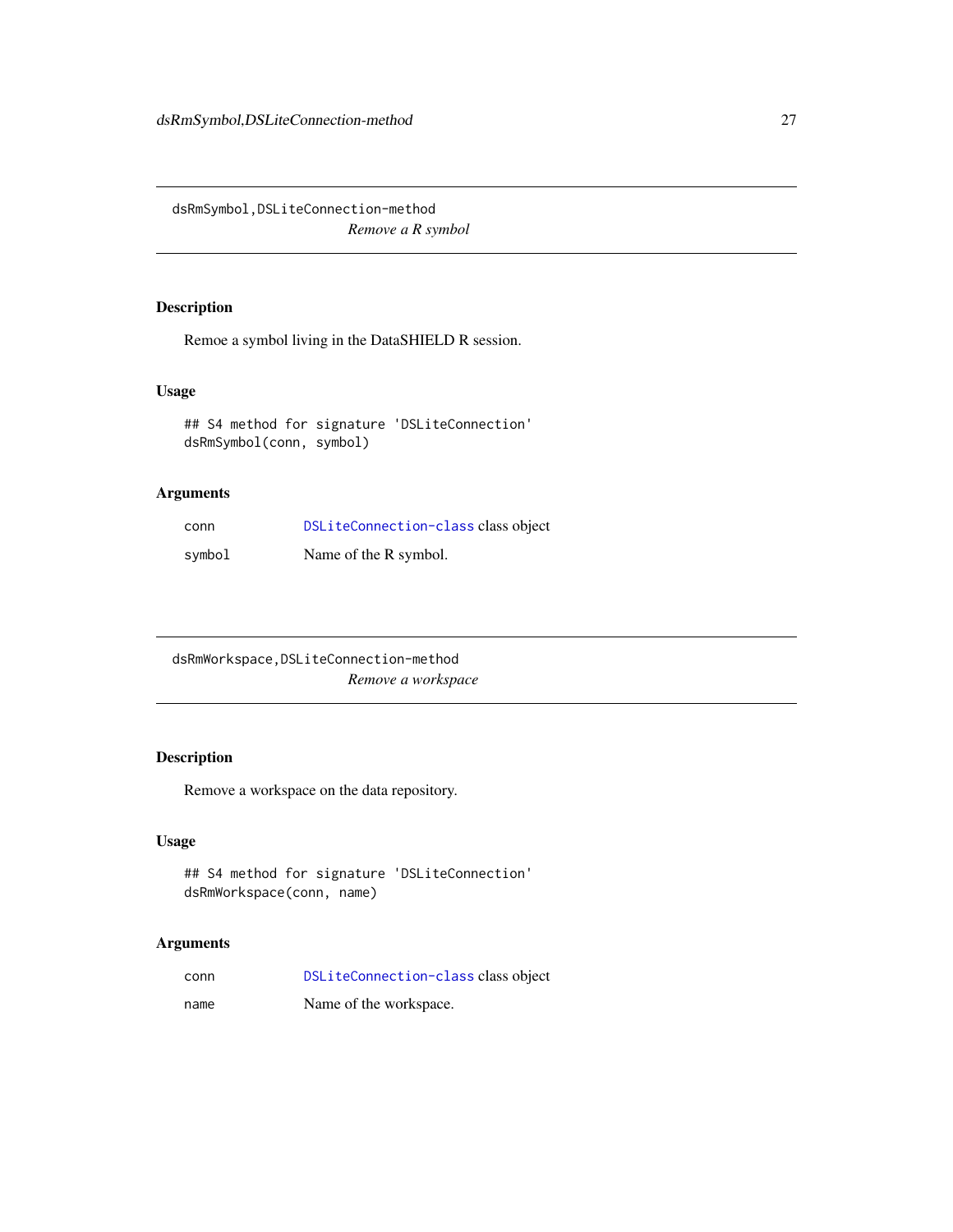## dsRmSymbol,DSLiteConnection-method

*Remove a R symbol*

### Description

Remoe a symbol living in the DataSHIELD R session.

### Usage

```
## S4 method for signature 'DSLiteConnection'
dsRmSymbol(conn, symbol)
```

### Arguments

| | |
|---|---|
| conn | DSLiteConnection-class class object |
| symbol | Name of the R symbol. |

## dsRmWorkspace,DSLiteConnection-method

*Remove a workspace*

### Description

Remove a workspace on the data repository.

### Usage

```
## S4 method for signature 'DSLiteConnection'
dsRmWorkspace(conn, name)
```

### Arguments

| | |
|---|---|
| conn | DSLiteConnection-class class object |
| name | Name of the workspace. |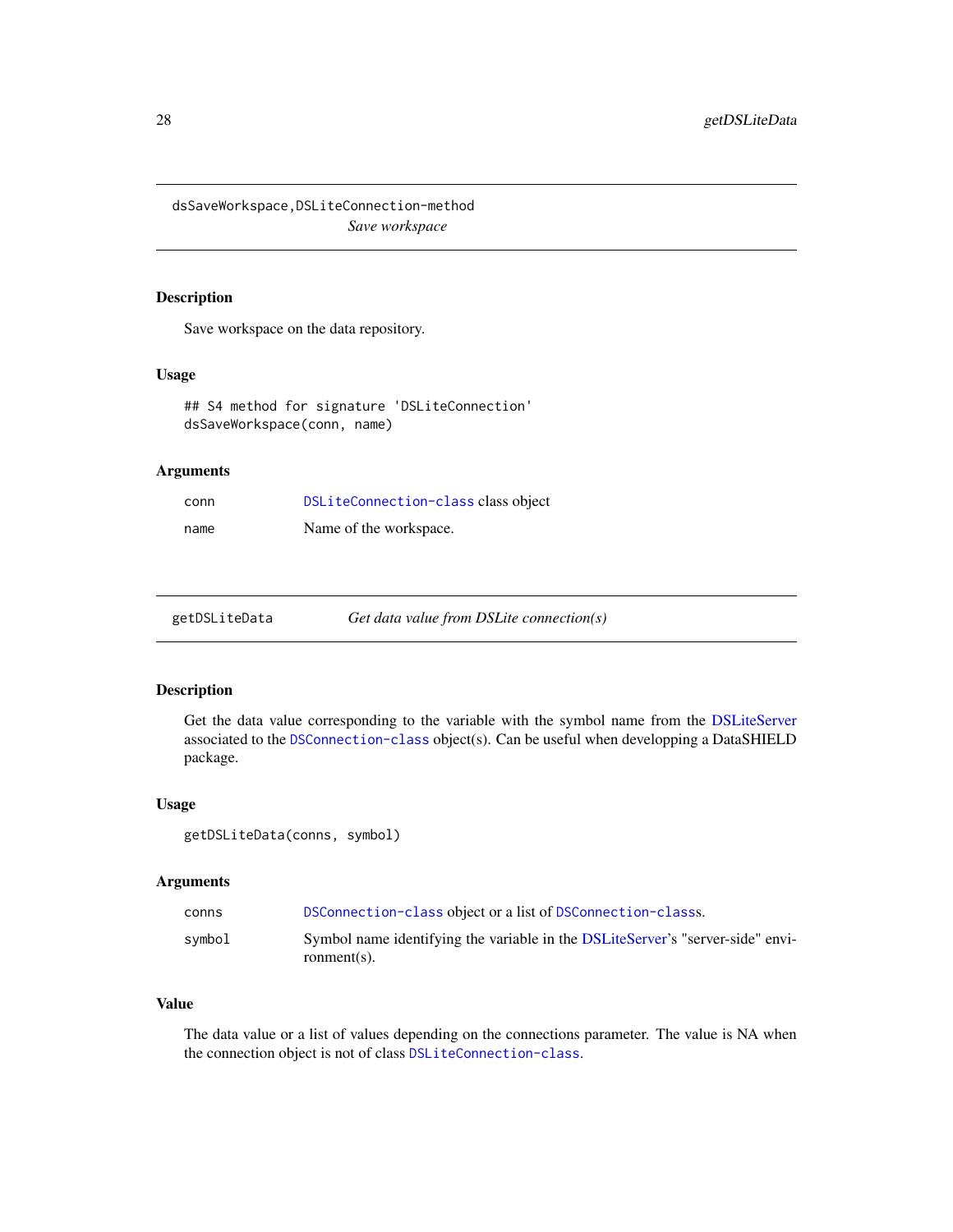## dsSaveWorkspace,DSLiteConnection-method

*Save workspace*

### Description

Save workspace on the data repository.

### Usage

```
## S4 method for signature 'DSLiteConnection'
dsSaveWorkspace(conn, name)
```

### Arguments

| | |
|---|---|
| conn | DSLiteConnection-class class object |
| name | Name of the workspace. |

## getDSLiteData

*Get data value from DSLite connection(s)*

### Description

Get the data value corresponding to the variable with the symbol name from the DSLiteServer associated to the DSConnection-class object(s). Can be useful when developping a DataSHIELD package.

### Usage

```
getDSLiteData(conns, symbol)
```

### Arguments

| | |
|---|---|
| conns | DSConnection-class object or a list of DSConnection-classs. |
| symbol | Symbol name identifying the variable in the DSLiteServer's "server-side" environment(s). |

### Value

The data value or a list of values depending on the connections parameter. The value is NA when the connection object is not of class DSLiteConnection-class.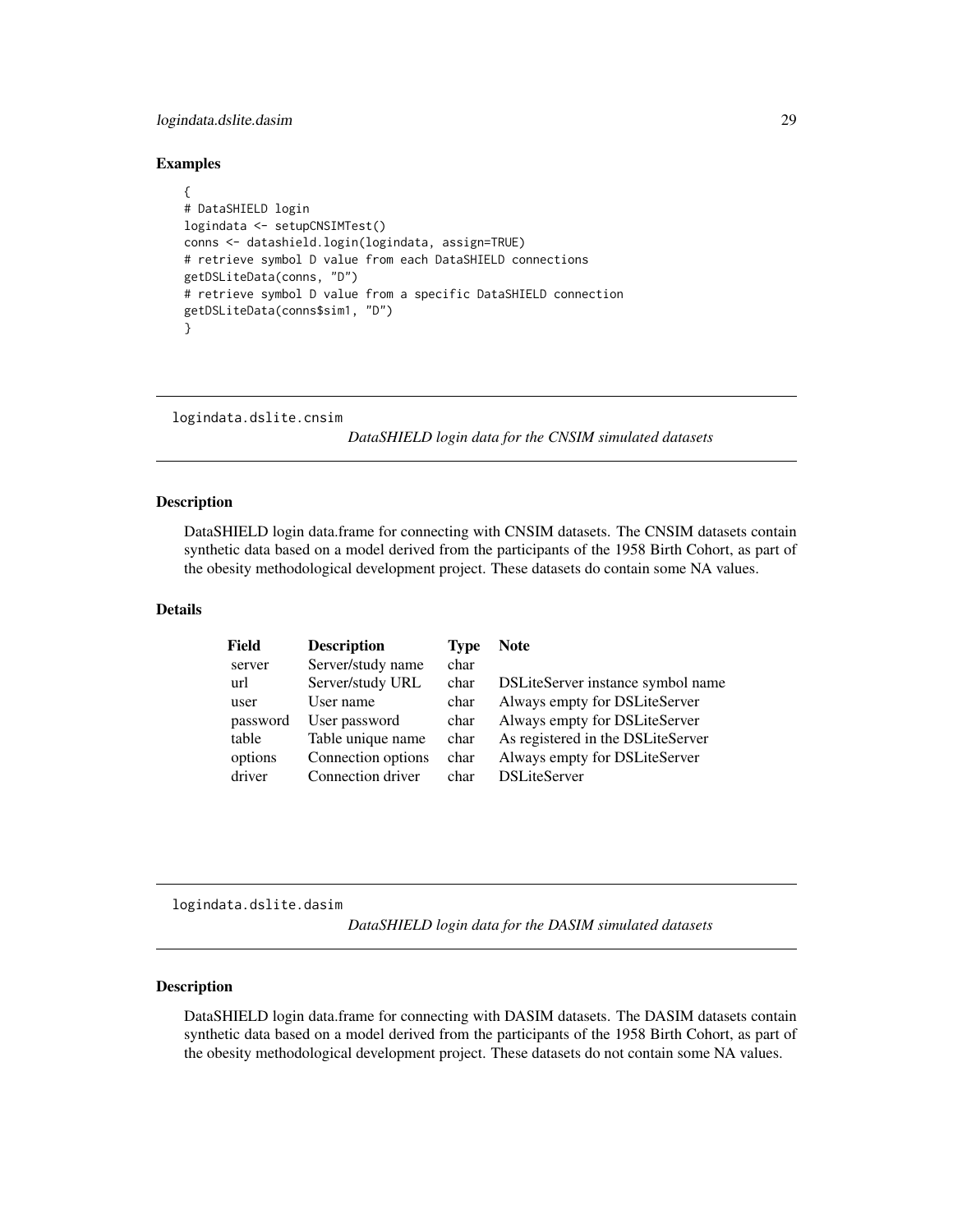## Examples

```
{
# DataSHIELD login
logindata <- setupCNSIMTest()
conns <- datashield.login(logindata, assign=TRUE)
# retrieve symbol D value from each DataSHIELD connections
getDSLiteData(conns, "D")
# retrieve symbol D value from a specific DataSHIELD connection
getDSLiteData(conns$sim1, "D")
}
```

---

# logindata.dslite.cnsim

*DataSHIELD login data for the CNSIM simulated datasets*

## Description

DataSHIELD login data.frame for connecting with CNSIM datasets. The CNSIM datasets contain synthetic data based on a model derived from the participants of the 1958 Birth Cohort, as part of the obesity methodological development project. These datasets do contain some NA values.

## Details

| Field | Description | Type | Note |
|---|---|---|---|
| server | Server/study name | char | |
| url | Server/study URL | char | DSLiteServer instance symbol name |
| user | User name | char | Always empty for DSLiteServer |
| password | User password | char | Always empty for DSLiteServer |
| table | Table unique name | char | As registered in the DSLiteServer |
| options | Connection options | char | Always empty for DSLiteServer |
| driver | Connection driver | char | DSLiteServer |

---

# logindata.dslite.dasim

*DataSHIELD login data for the DASIM simulated datasets*

## Description

DataSHIELD login data.frame for connecting with DASIM datasets. The DASIM datasets contain synthetic data based on a model derived from the participants of the 1958 Birth Cohort, as part of the obesity methodological development project. These datasets do not contain some NA values.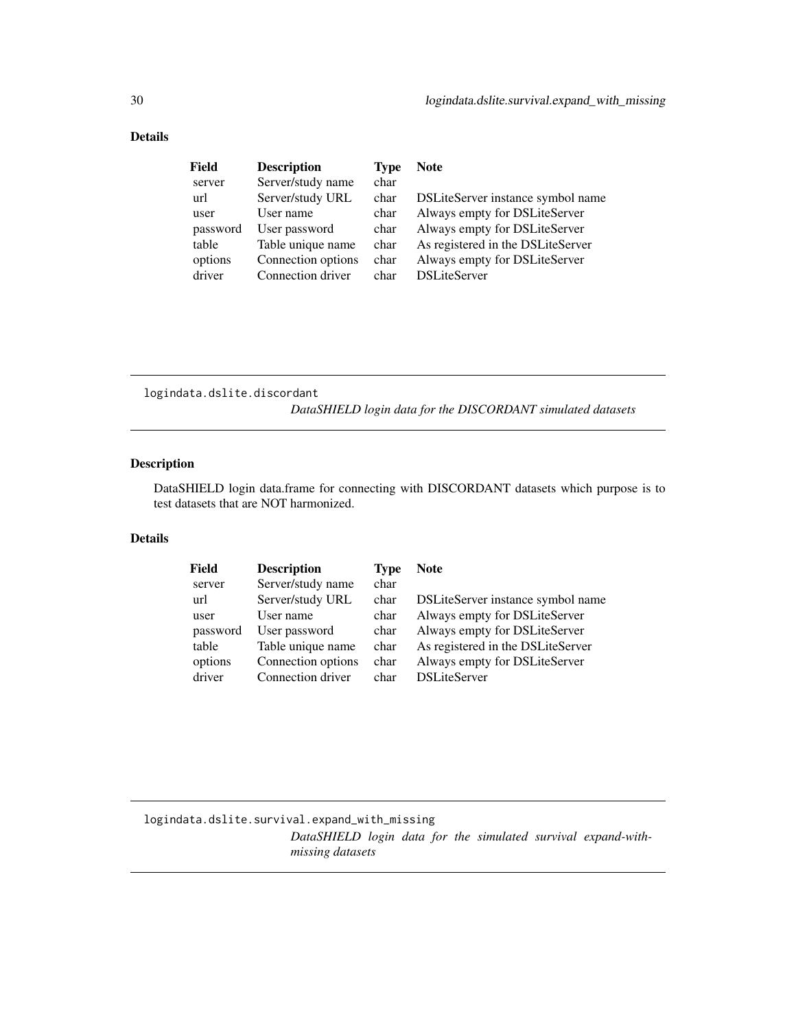## Details

| Field | Description | Type | Note |
|---|---|---|---|
| server | Server/study name | char | |
| url | Server/study URL | char | DSLiteServer instance symbol name |
| user | User name | char | Always empty for DSLiteServer |
| password | User password | char | Always empty for DSLiteServer |
| table | Table unique name | char | As registered in the DSLiteServer |
| options | Connection options | char | Always empty for DSLiteServer |
| driver | Connection driver | char | DSLiteServer |

---

`logindata.dslite.discordant`

*DataSHIELD login data for the DISCORDANT simulated datasets*

---

## Description

DataSHIELD login data.frame for connecting with DISCORDANT datasets which purpose is to test datasets that are NOT harmonized.

## Details

| Field | Description | Type | Note |
|---|---|---|---|
| server | Server/study name | char | |
| url | Server/study URL | char | DSLiteServer instance symbol name |
| user | User name | char | Always empty for DSLiteServer |
| password | User password | char | Always empty for DSLiteServer |
| table | Table unique name | char | As registered in the DSLiteServer |
| options | Connection options | char | Always empty for DSLiteServer |
| driver | Connection driver | char | DSLiteServer |

---

`logindata.dslite.survival.expand_with_missing`

*DataSHIELD login data for the simulated survival expand-with-missing datasets*

---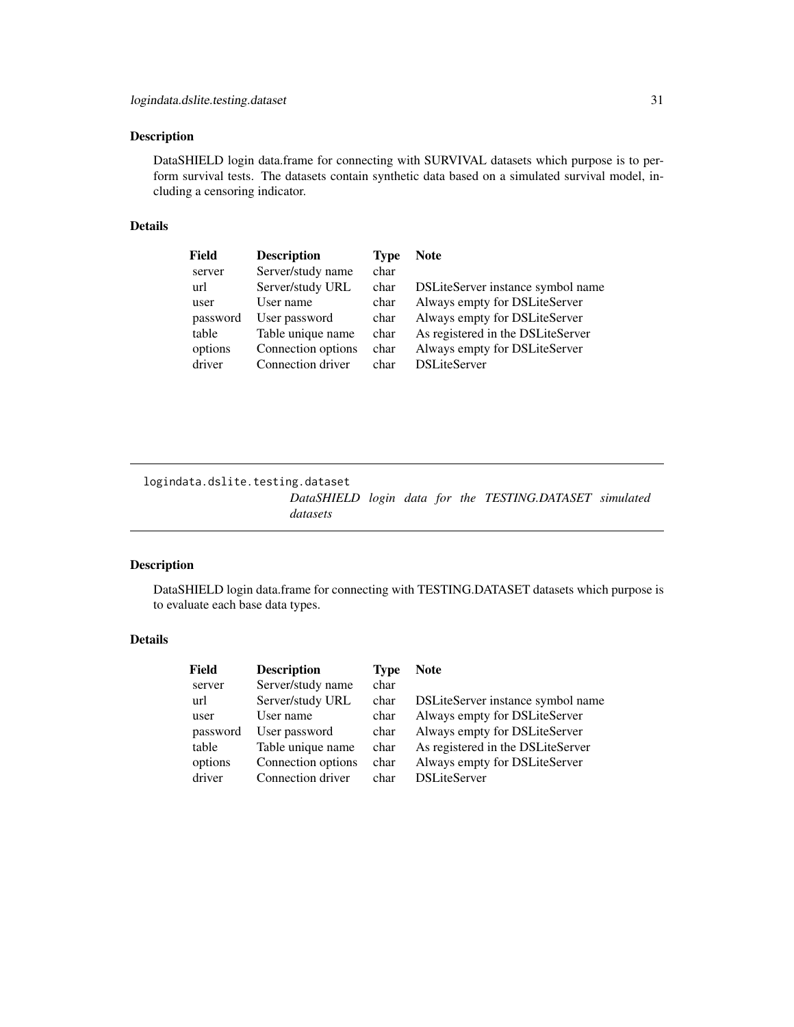## Description

DataSHIELD login data.frame for connecting with SURVIVAL datasets which purpose is to perform survival tests. The datasets contain synthetic data based on a simulated survival model, including a censoring indicator.

## Details

| Field | Description | Type | Note |
|---|---|---|---|
| server | Server/study name | char | |
| url | Server/study URL | char | DSLiteServer instance symbol name |
| user | User name | char | Always empty for DSLiteServer |
| password | User password | char | Always empty for DSLiteServer |
| table | Table unique name | char | As registered in the DSLiteServer |
| options | Connection options | char | Always empty for DSLiteServer |
| driver | Connection driver | char | DSLiteServer |

---

# logindata.dslite.testing.dataset

*DataSHIELD login data for the TESTING.DATASET simulated datasets*

## Description

DataSHIELD login data.frame for connecting with TESTING.DATASET datasets which purpose is to evaluate each base data types.

## Details

| Field | Description | Type | Note |
|---|---|---|---|
| server | Server/study name | char | |
| url | Server/study URL | char | DSLiteServer instance symbol name |
| user | User name | char | Always empty for DSLiteServer |
| password | User password | char | Always empty for DSLiteServer |
| table | Table unique name | char | As registered in the DSLiteServer |
| options | Connection options | char | Always empty for DSLiteServer |
| driver | Connection driver | char | DSLiteServer |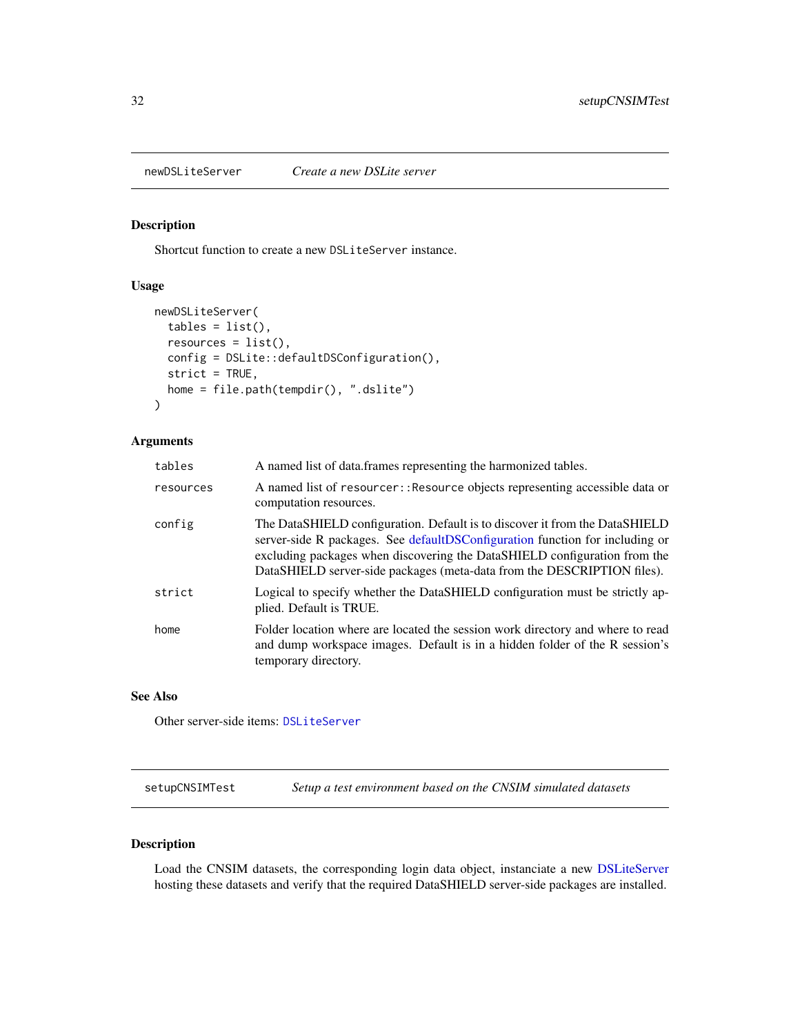## newDSLiteServer *Create a new DSLite server*

### Description

Shortcut function to create a new `DSLiteServer` instance.

### Usage

```
newDSLiteServer(
  tables = list(),
  resources = list(),
  config = DSLite::defaultDSConfiguration(),
  strict = TRUE,
  home = file.path(tempdir(), ".dslite")
)
```

### Arguments

| | |
|---|---|
| `tables` | A named list of data.frames representing the harmonized tables. |
| `resources` | A named list of `resourcer::Resource` objects representing accessible data or computation resources. |
| `config` | The DataSHIELD configuration. Default is to discover it from the DataSHIELD server-side R packages. See defaultDSConfiguration function for including or excluding packages when discovering the DataSHIELD configuration from the DataSHIELD server-side packages (meta-data from the DESCRIPTION files). |
| `strict` | Logical to specify whether the DataSHIELD configuration must be strictly applied. Default is TRUE. |
| `home` | Folder location where are located the session work directory and where to read and dump workspace images. Default is in a hidden folder of the R session's temporary directory. |

### See Also

Other server-side items: `DSLiteServer`

## setupCNSIMTest *Setup a test environment based on the CNSIM simulated datasets*

### Description

Load the CNSIM datasets, the corresponding login data object, instanciate a new DSLiteServer hosting these datasets and verify that the required DataSHIELD server-side packages are installed.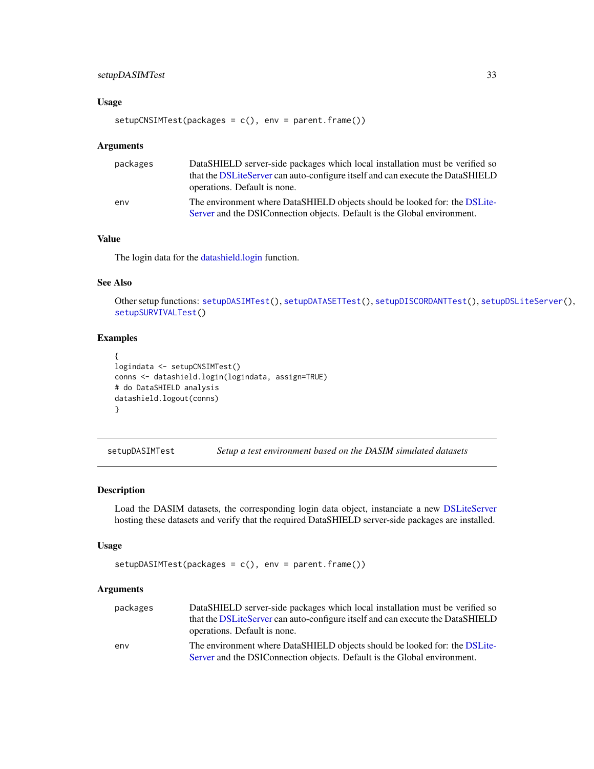### Usage

```
setupCNSIMTest(packages = c(), env = parent.frame())
```

### Arguments

| | |
|---|---|
| packages | DataSHIELD server-side packages which local installation must be verified so that the DSLiteServer can auto-configure itself and can execute the DataSHIELD operations. Default is none. |
| env | The environment where DataSHIELD objects should be looked for: the DSLiteServer and the DSIConnection objects. Default is the Global environment. |

### Value

The login data for the datashield.login function.

### See Also

Other setup functions: `setupDASIMTest()`, `setupDATASETTest()`, `setupDISCORDANTTest()`, `setupDSLiteServer()`, `setupSURVIVALTest()`

### Examples

```
{
logindata <- setupCNSIMTest()
conns <- datashield.login(logindata, assign=TRUE)
# do DataSHIELD analysis
datashield.logout(conns)
}
```

---

## setupDASIMTest — *Setup a test environment based on the DASIM simulated datasets*

---

### Description

Load the DASIM datasets, the corresponding login data object, instanciate a new DSLiteServer hosting these datasets and verify that the required DataSHIELD server-side packages are installed.

### Usage

```
setupDASIMTest(packages = c(), env = parent.frame())
```

### Arguments

| | |
|---|---|
| packages | DataSHIELD server-side packages which local installation must be verified so that the DSLiteServer can auto-configure itself and can execute the DataSHIELD operations. Default is none. |
| env | The environment where DataSHIELD objects should be looked for: the DSLiteServer and the DSIConnection objects. Default is the Global environment. |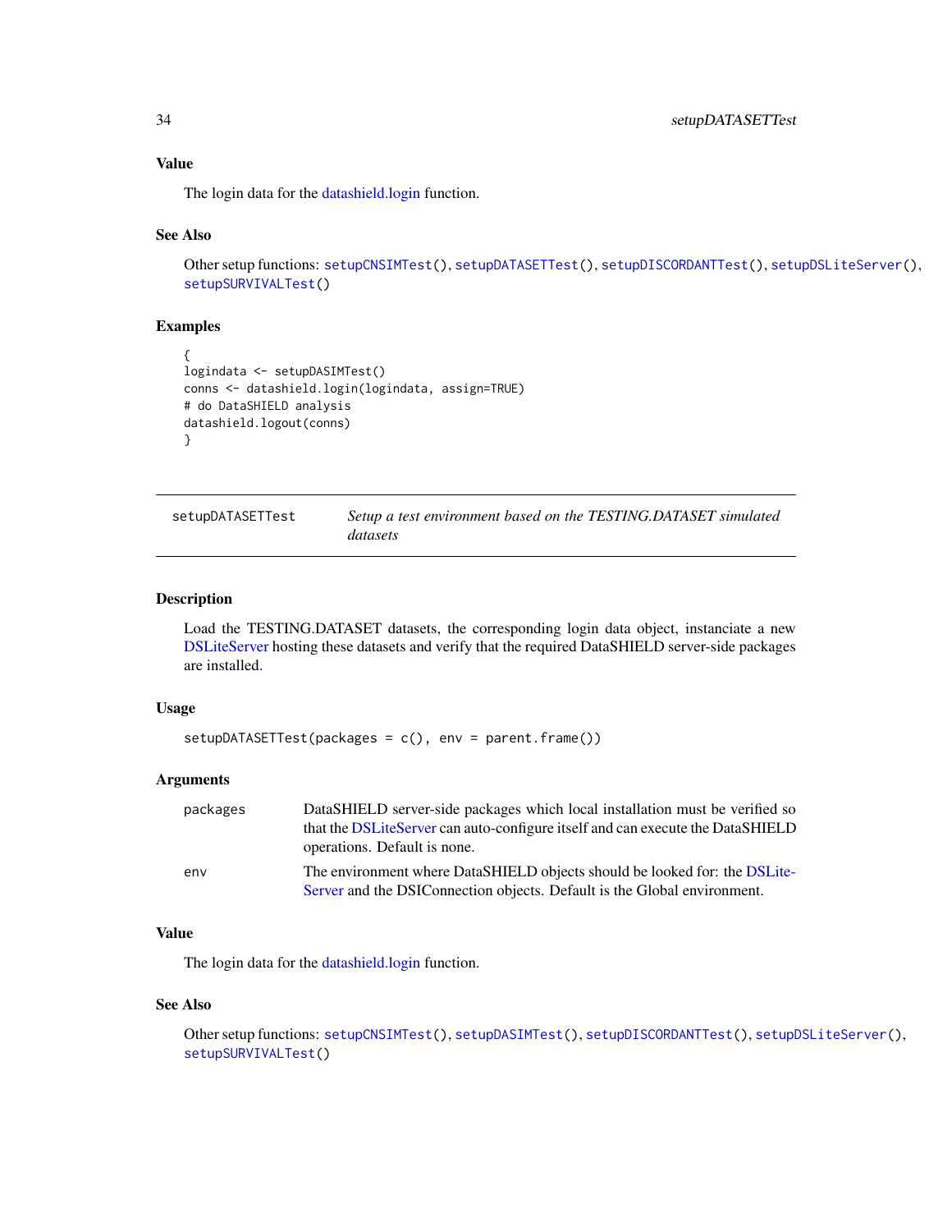### Value

The login data for the datashield.login function.

### See Also

Other setup functions: `setupCNSIMTest()`, `setupDATASETTest()`, `setupDISCORDANTTest()`, `setupDSLiteServer()`, `setupSURVIVALTest()`

### Examples

```
{
logindata <- setupDASIMTest()
conns <- datashield.login(logindata, assign=TRUE)
# do DataSHIELD analysis
datashield.logout(conns)
}
```

---

## setupDATASETTest — *Setup a test environment based on the TESTING.DATASET simulated datasets*

---

### Description

Load the TESTING.DATASET datasets, the corresponding login data object, instanciate a new DSLiteServer hosting these datasets and verify that the required DataSHIELD server-side packages are installed.

### Usage

```
setupDATASETTest(packages = c(), env = parent.frame())
```

### Arguments

| | |
|---|---|
| packages | DataSHIELD server-side packages which local installation must be verified so that the DSLiteServer can auto-configure itself and can execute the DataSHIELD operations. Default is none. |
| env | The environment where DataSHIELD objects should be looked for: the DSLiteServer and the DSIConnection objects. Default is the Global environment. |

### Value

The login data for the datashield.login function.

### See Also

Other setup functions: `setupCNSIMTest()`, `setupDASIMTest()`, `setupDISCORDANTTest()`, `setupDSLiteServer()`, `setupSURVIVALTest()`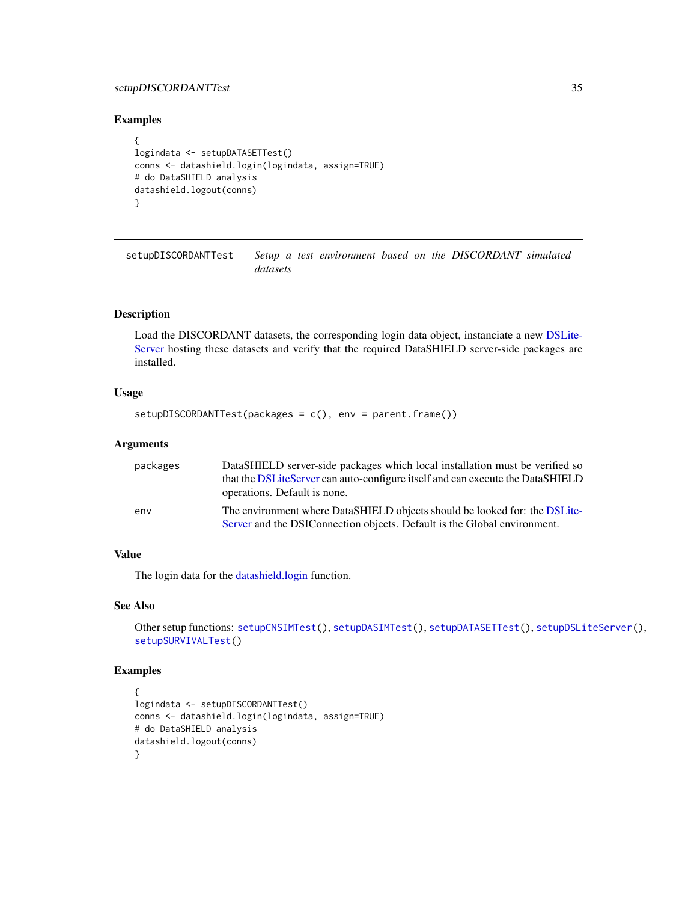## Examples

```
{
logindata <- setupDATASETTest()
conns <- datashield.login(logindata, assign=TRUE)
# do DataSHIELD analysis
datashield.logout(conns)
}
```

---

## setupDISCORDANTTest — *Setup a test environment based on the DISCORDANT simulated datasets*

---

### Description

Load the DISCORDANT datasets, the corresponding login data object, instanciate a new DSLiteServer hosting these datasets and verify that the required DataSHIELD server-side packages are installed.

### Usage

```
setupDISCORDANTTest(packages = c(), env = parent.frame())
```

### Arguments

| | |
|---|---|
| packages | DataSHIELD server-side packages which local installation must be verified so that the DSLiteServer can auto-configure itself and can execute the DataSHIELD operations. Default is none. |
| env | The environment where DataSHIELD objects should be looked for: the DSLiteServer and the DSIConnection objects. Default is the Global environment. |

### Value

The login data for the datashield.login function.

### See Also

Other setup functions: `setupCNSIMTest()`, `setupDASIMTest()`, `setupDATASETTest()`, `setupDSLiteServer()`, `setupSURVIVALTest()`

### Examples

```
{
logindata <- setupDISCORDANTTest()
conns <- datashield.login(logindata, assign=TRUE)
# do DataSHIELD analysis
datashield.logout(conns)
}
```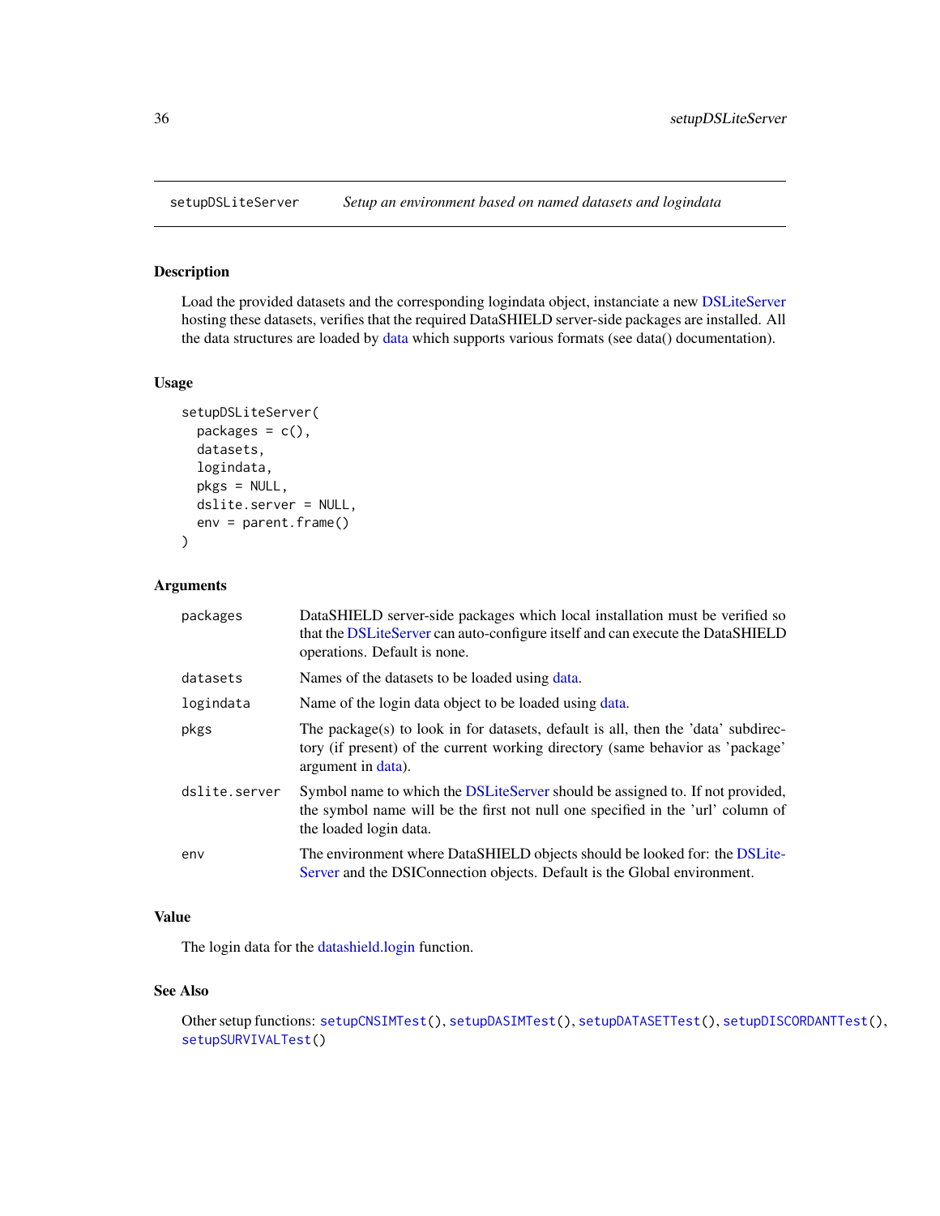## setupDSLiteServer — *Setup an environment based on named datasets and logindata*

### Description

Load the provided datasets and the corresponding logindata object, instanciate a new DSLiteServer hosting these datasets, verifies that the required DataSHIELD server-side packages are installed. All the data structures are loaded by data which supports various formats (see data() documentation).

### Usage

```
setupDSLiteServer(
  packages = c(),
  datasets,
  logindata,
  pkgs = NULL,
  dslite.server = NULL,
  env = parent.frame()
)
```

### Arguments

| | |
|---|---|
| packages | DataSHIELD server-side packages which local installation must be verified so that the DSLiteServer can auto-configure itself and can execute the DataSHIELD operations. Default is none. |
| datasets | Names of the datasets to be loaded using data. |
| logindata | Name of the login data object to be loaded using data. |
| pkgs | The package(s) to look in for datasets, default is all, then the 'data' subdirectory (if present) of the current working directory (same behavior as 'package' argument in data). |
| dslite.server | Symbol name to which the DSLiteServer should be assigned to. If not provided, the symbol name will be the first not null one specified in the 'url' column of the loaded login data. |
| env | The environment where DataSHIELD objects should be looked for: the DSLiteServer and the DSIConnection objects. Default is the Global environment. |

### Value

The login data for the datashield.login function.

### See Also

Other setup functions: `setupCNSIMTest()`, `setupDASIMTest()`, `setupDATASETTest()`, `setupDISCORDANTTest()`, `setupSURVIVALTest()`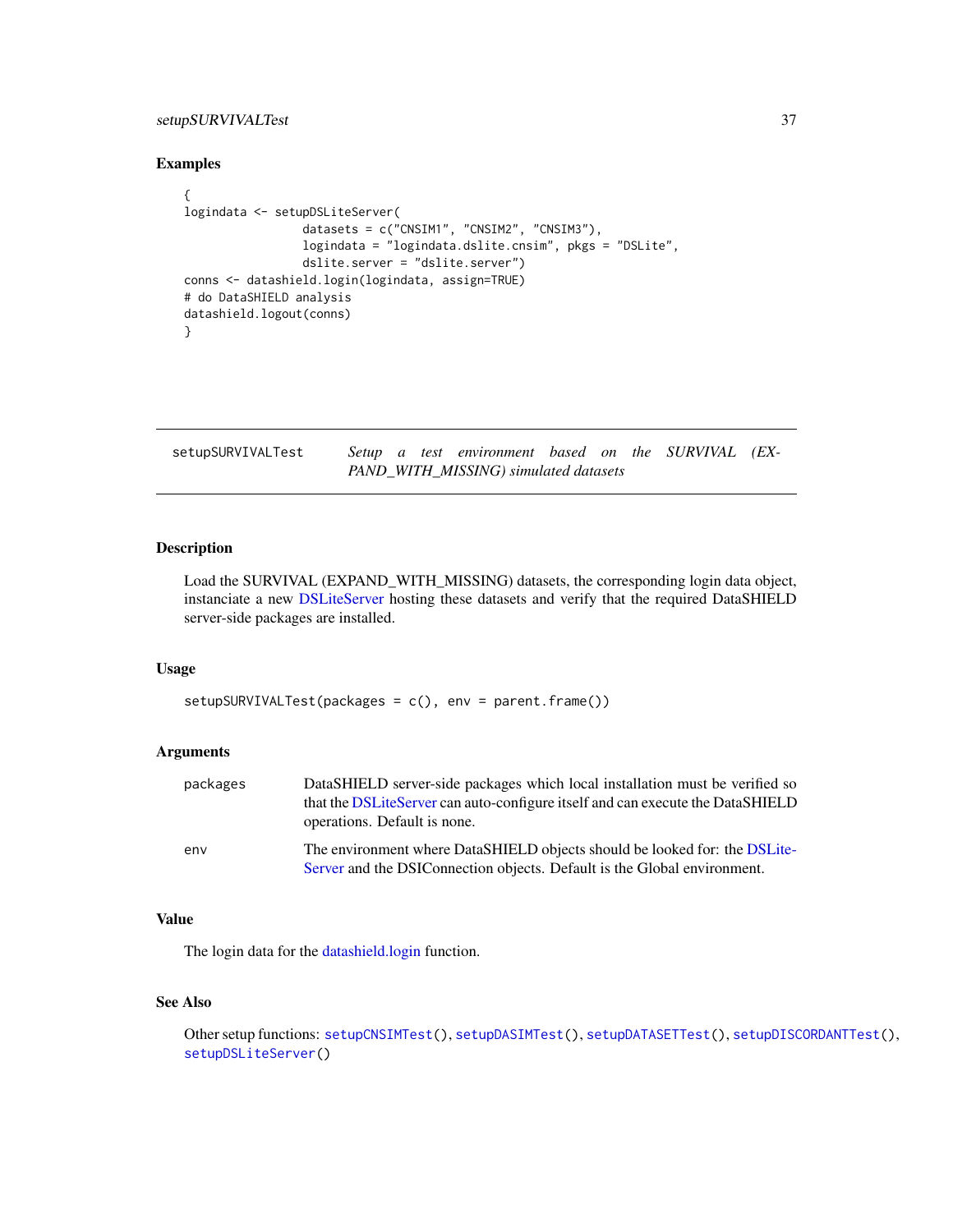## Examples

```
{
logindata <- setupDSLiteServer(
                 datasets = c("CNSIM1", "CNSIM2", "CNSIM3"),
                 logindata = "logindata.dslite.cnsim", pkgs = "DSLite",
                 dslite.server = "dslite.server")
conns <- datashield.login(logindata, assign=TRUE)
# do DataSHIELD analysis
datashield.logout(conns)
}
```

---

# setupSURVIVALTest — *Setup a test environment based on the SURVIVAL (EXPAND_WITH_MISSING) simulated datasets*

---

## Description

Load the SURVIVAL (EXPAND_WITH_MISSING) datasets, the corresponding login data object, instanciate a new DSLiteServer hosting these datasets and verify that the required DataSHIELD server-side packages are installed.

## Usage

```
setupSURVIVALTest(packages = c(), env = parent.frame())
```

## Arguments

| | |
|---|---|
| packages | DataSHIELD server-side packages which local installation must be verified so that the DSLiteServer can auto-configure itself and can execute the DataSHIELD operations. Default is none. |
| env | The environment where DataSHIELD objects should be looked for: the DSLiteServer and the DSIConnection objects. Default is the Global environment. |

## Value

The login data for the datashield.login function.

## See Also

Other setup functions: `setupCNSIMTest()`, `setupDASIMTest()`, `setupDATASETTest()`, `setupDISCORDANTTest()`, `setupDSLiteServer()`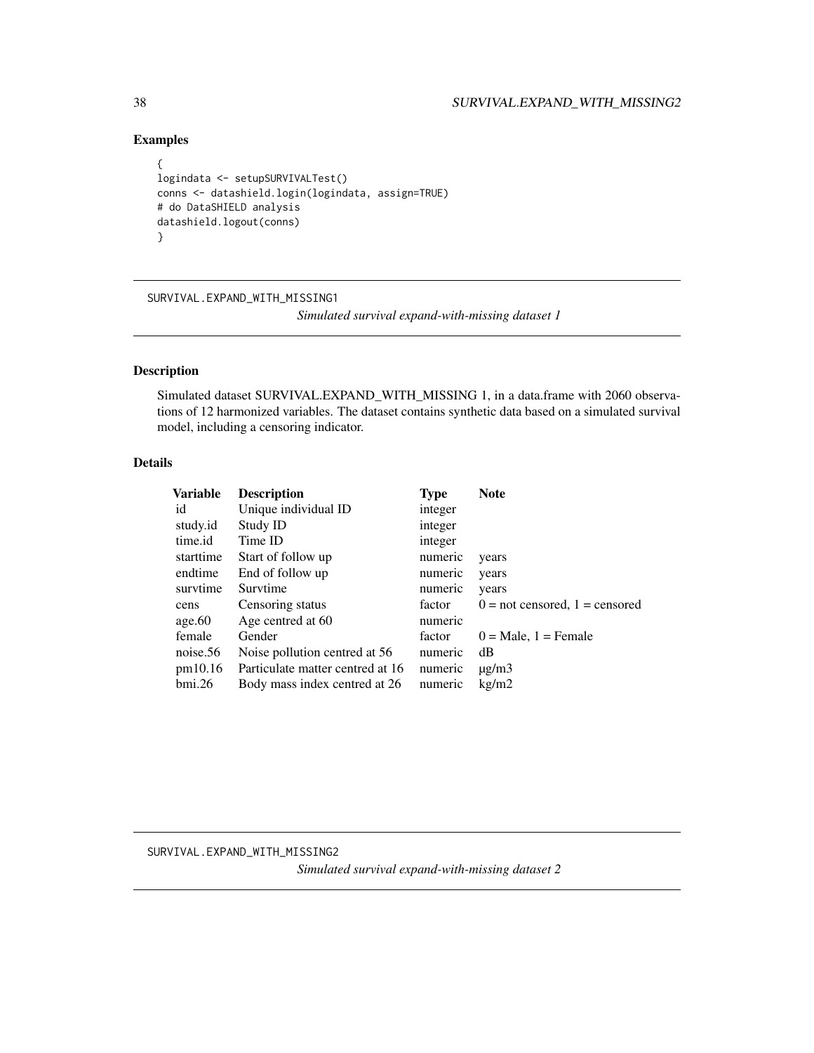## Examples

```
{
logindata <- setupSURVIVALTest()
conns <- datashield.login(logindata, assign=TRUE)
# do DataSHIELD analysis
datashield.logout(conns)
}
```

---

SURVIVAL.EXPAND_WITH_MISSING1

*Simulated survival expand-with-missing dataset 1*

---

## Description

Simulated dataset SURVIVAL.EXPAND_WITH_MISSING 1, in a data.frame with 2060 observations of 12 harmonized variables. The dataset contains synthetic data based on a simulated survival model, including a censoring indicator.

## Details

| Variable | Description | Type | Note |
|---|---|---|---|
| id | Unique individual ID | integer | |
| study.id | Study ID | integer | |
| time.id | Time ID | integer | |
| starttime | Start of follow up | numeric | years |
| endtime | End of follow up | numeric | years |
| survtime | Survtime | numeric | years |
| cens | Censoring status | factor | 0 = not censored, 1 = censored |
| age.60 | Age centred at 60 | numeric | |
| female | Gender | factor | 0 = Male, 1 = Female |
| noise.56 | Noise pollution centred at 56 | numeric | dB |
| pm10.16 | Particulate matter centred at 16 | numeric | µg/m3 |
| bmi.26 | Body mass index centred at 26 | numeric | kg/m2 |

---

SURVIVAL.EXPAND_WITH_MISSING2

*Simulated survival expand-with-missing dataset 2*

---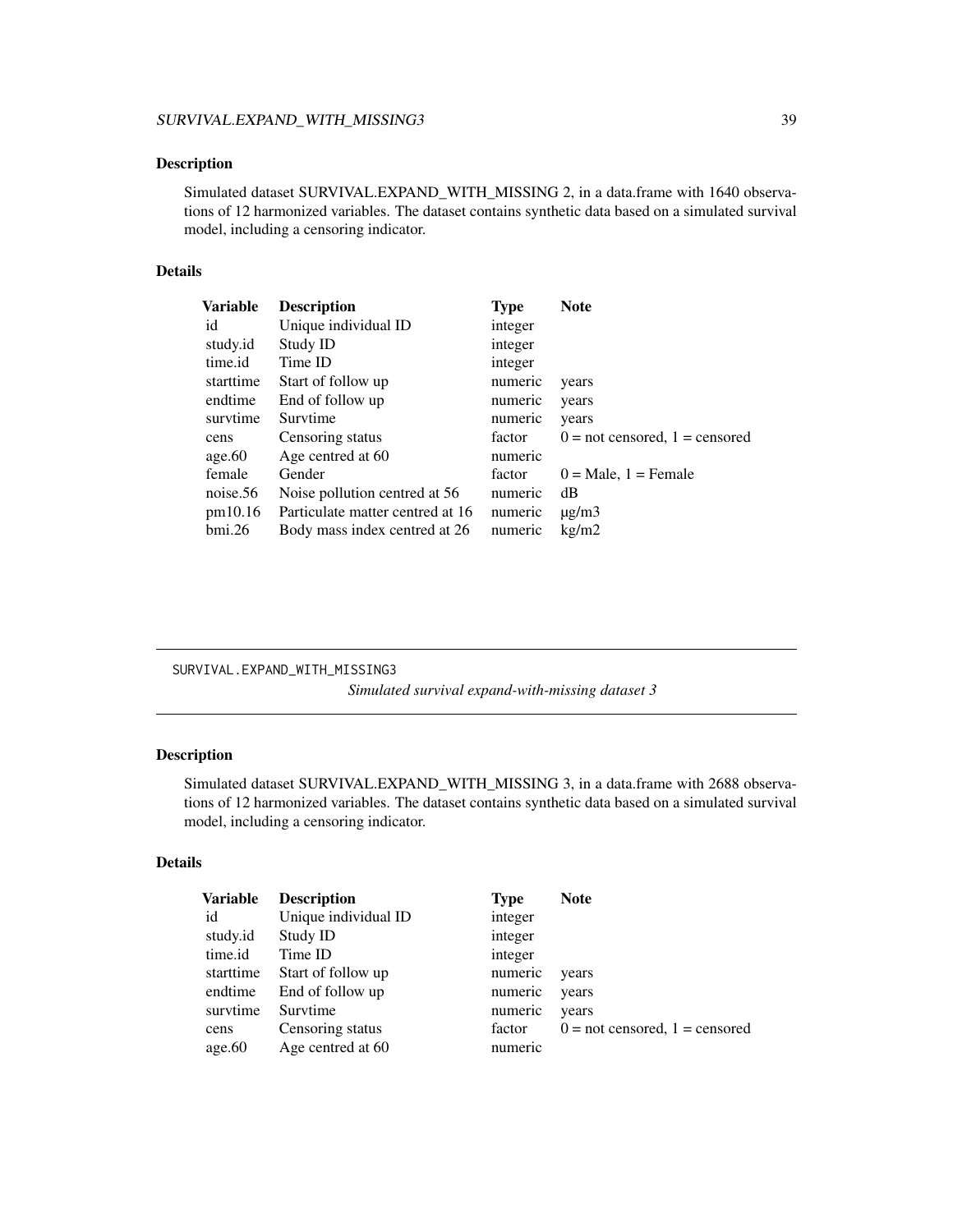## Description

Simulated dataset SURVIVAL.EXPAND_WITH_MISSING 2, in a data.frame with 1640 observations of 12 harmonized variables. The dataset contains synthetic data based on a simulated survival model, including a censoring indicator.

## Details

| Variable | Description | Type | Note |
|---|---|---|---|
| id | Unique individual ID | integer | |
| study.id | Study ID | integer | |
| time.id | Time ID | integer | |
| starttime | Start of follow up | numeric | years |
| endtime | End of follow up | numeric | years |
| survtime | Survtime | numeric | years |
| cens | Censoring status | factor | 0 = not censored, 1 = censored |
| age.60 | Age centred at 60 | numeric | |
| female | Gender | factor | 0 = Male, 1 = Female |
| noise.56 | Noise pollution centred at 56 | numeric | dB |
| pm10.16 | Particulate matter centred at 16 | numeric | μg/m3 |
| bmi.26 | Body mass index centred at 26 | numeric | kg/m2 |

---

# SURVIVAL.EXPAND_WITH_MISSING3

*Simulated survival expand-with-missing dataset 3*

## Description

Simulated dataset SURVIVAL.EXPAND_WITH_MISSING 3, in a data.frame with 2688 observations of 12 harmonized variables. The dataset contains synthetic data based on a simulated survival model, including a censoring indicator.

## Details

| Variable | Description | Type | Note |
|---|---|---|---|
| id | Unique individual ID | integer | |
| study.id | Study ID | integer | |
| time.id | Time ID | integer | |
| starttime | Start of follow up | numeric | years |
| endtime | End of follow up | numeric | years |
| survtime | Survtime | numeric | years |
| cens | Censoring status | factor | 0 = not censored, 1 = censored |
| age.60 | Age centred at 60 | numeric | |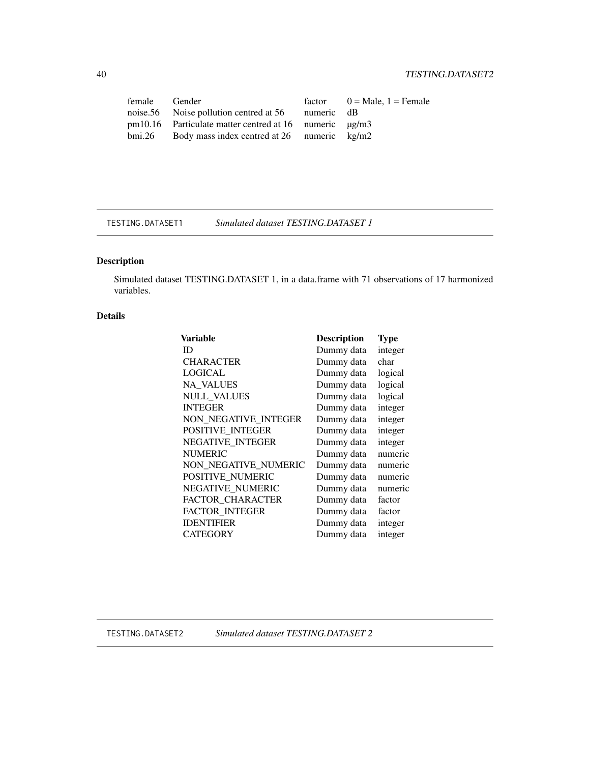| | | | |
|---|---|---|---|
| female | Gender | factor | 0 = Male, 1 = Female |
| noise.56 | Noise pollution centred at 56 | numeric | dB |
| pm10.16 | Particulate matter centred at 16 | numeric | μg/m3 |
| bmi.26 | Body mass index centred at 26 | numeric | kg/m2 |

## TESTING.DATASET1 *Simulated dataset TESTING.DATASET 1*

### Description

Simulated dataset TESTING.DATASET 1, in a data.frame with 71 observations of 17 harmonized variables.

### Details

| **Variable** | **Description** | **Type** |
|---|---|---|
| ID | Dummy data | integer |
| CHARACTER | Dummy data | char |
| LOGICAL | Dummy data | logical |
| NA_VALUES | Dummy data | logical |
| NULL_VALUES | Dummy data | logical |
| INTEGER | Dummy data | integer |
| NON_NEGATIVE_INTEGER | Dummy data | integer |
| POSITIVE_INTEGER | Dummy data | integer |
| NEGATIVE_INTEGER | Dummy data | integer |
| NUMERIC | Dummy data | numeric |
| NON_NEGATIVE_NUMERIC | Dummy data | numeric |
| POSITIVE_NUMERIC | Dummy data | numeric |
| NEGATIVE_NUMERIC | Dummy data | numeric |
| FACTOR_CHARACTER | Dummy data | factor |
| FACTOR_INTEGER | Dummy data | factor |
| IDENTIFIER | Dummy data | integer |
| CATEGORY | Dummy data | integer |

## TESTING.DATASET2 *Simulated dataset TESTING.DATASET 2*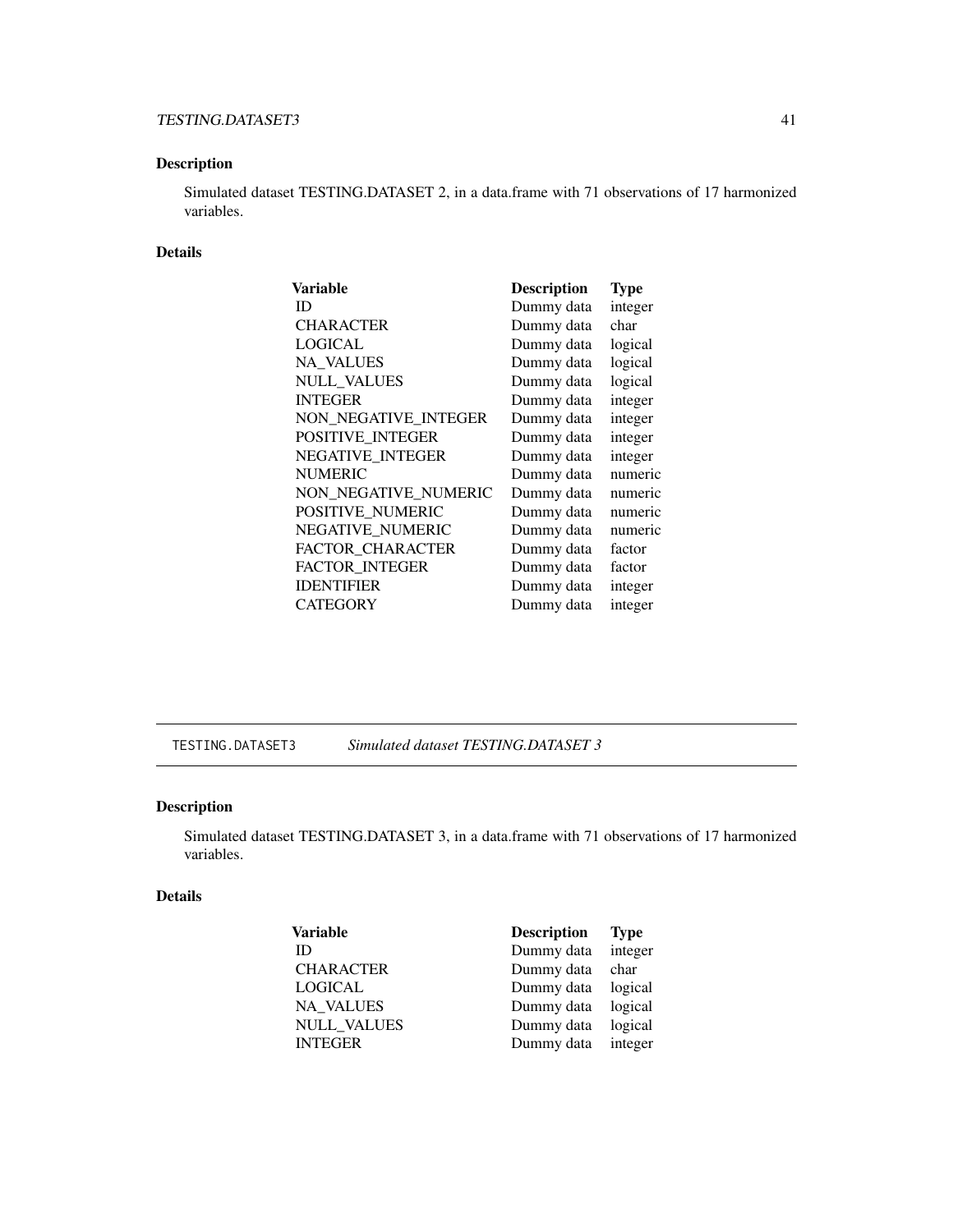## Description

Simulated dataset TESTING.DATASET 2, in a data.frame with 71 observations of 17 harmonized variables.

## Details

| Variable | Description | Type |
|---|---|---|
| ID | Dummy data | integer |
| CHARACTER | Dummy data | char |
| LOGICAL | Dummy data | logical |
| NA_VALUES | Dummy data | logical |
| NULL_VALUES | Dummy data | logical |
| INTEGER | Dummy data | integer |
| NON_NEGATIVE_INTEGER | Dummy data | integer |
| POSITIVE_INTEGER | Dummy data | integer |
| NEGATIVE_INTEGER | Dummy data | integer |
| NUMERIC | Dummy data | numeric |
| NON_NEGATIVE_NUMERIC | Dummy data | numeric |
| POSITIVE_NUMERIC | Dummy data | numeric |
| NEGATIVE_NUMERIC | Dummy data | numeric |
| FACTOR_CHARACTER | Dummy data | factor |
| FACTOR_INTEGER | Dummy data | factor |
| IDENTIFIER | Dummy data | integer |
| CATEGORY | Dummy data | integer |

---

# TESTING.DATASET3 *Simulated dataset TESTING.DATASET 3*

## Description

Simulated dataset TESTING.DATASET 3, in a data.frame with 71 observations of 17 harmonized variables.

## Details

| Variable | Description | Type |
|---|---|---|
| ID | Dummy data | integer |
| CHARACTER | Dummy data | char |
| LOGICAL | Dummy data | logical |
| NA_VALUES | Dummy data | logical |
| NULL_VALUES | Dummy data | logical |
| INTEGER | Dummy data | integer |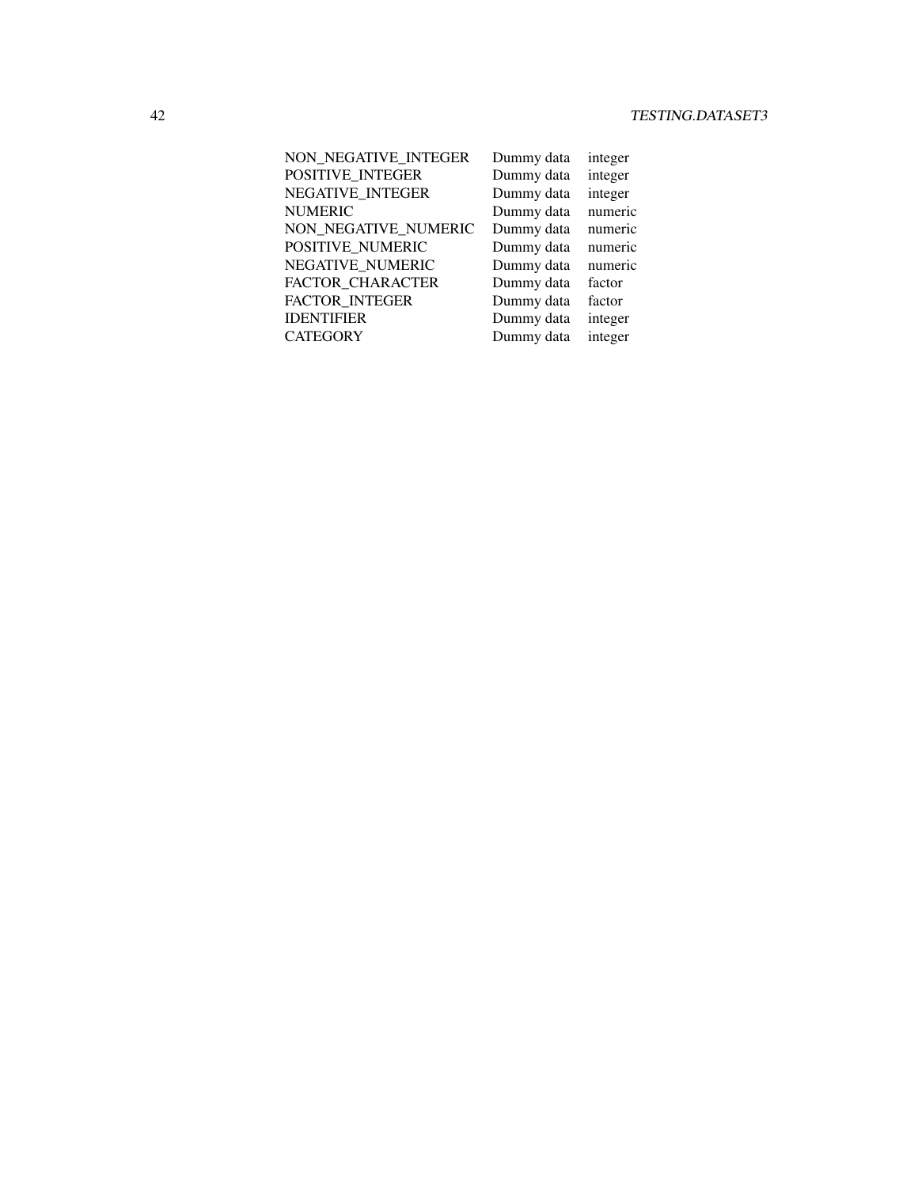| | | |
|---|---|---|
| NON_NEGATIVE_INTEGER | Dummy data | integer |
| POSITIVE_INTEGER | Dummy data | integer |
| NEGATIVE_INTEGER | Dummy data | integer |
| NUMERIC | Dummy data | numeric |
| NON_NEGATIVE_NUMERIC | Dummy data | numeric |
| POSITIVE_NUMERIC | Dummy data | numeric |
| NEGATIVE_NUMERIC | Dummy data | numeric |
| FACTOR_CHARACTER | Dummy data | factor |
| FACTOR_INTEGER | Dummy data | factor |
| IDENTIFIER | Dummy data | integer |
| CATEGORY | Dummy data | integer |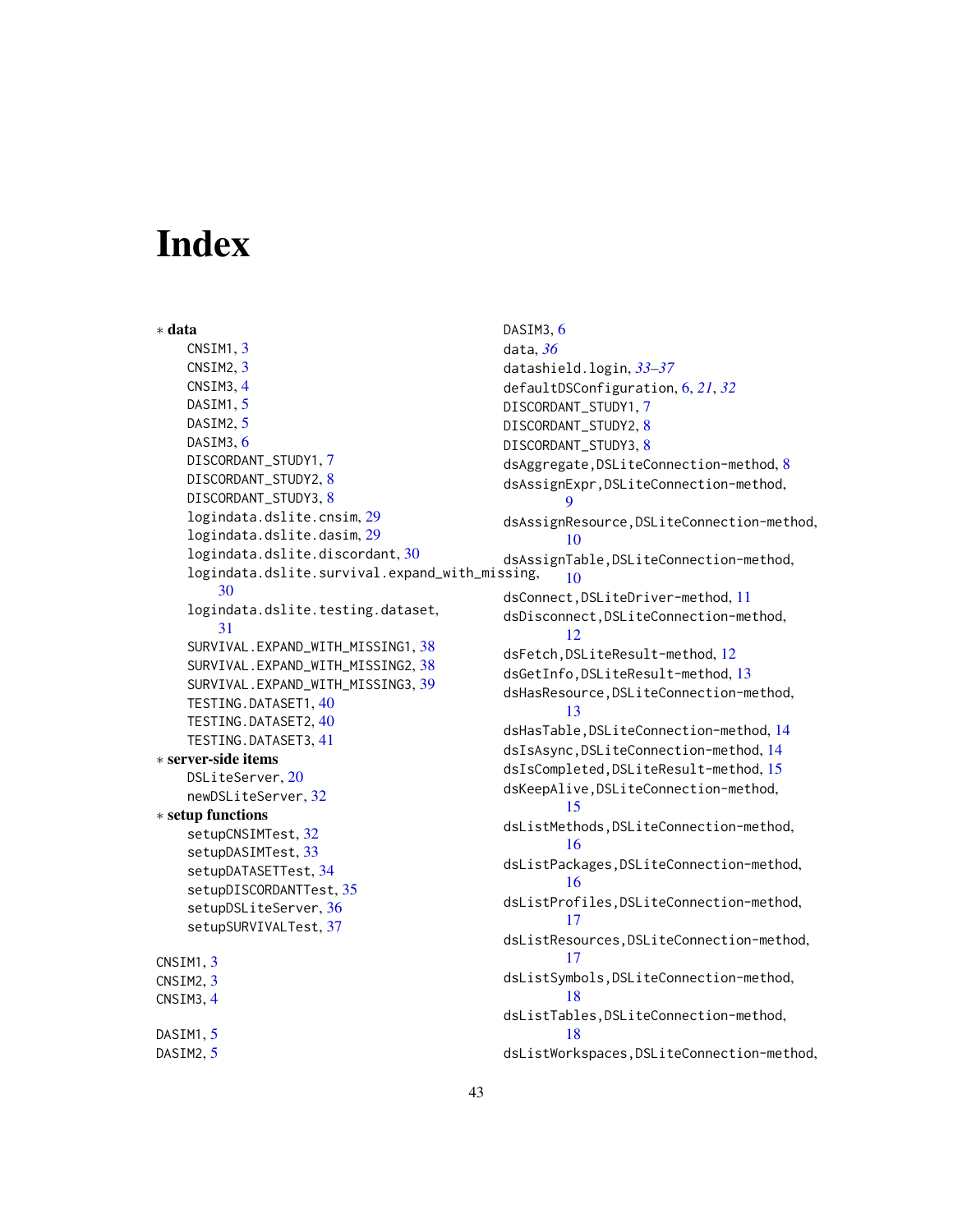# Index

∗ **data**
- CNSIM1, 3
- CNSIM2, 3
- CNSIM3, 4
- DASIM1, 5
- DASIM2, 5
- DASIM3, 6
- DISCORDANT_STUDY1, 7
- DISCORDANT_STUDY2, 8
- DISCORDANT_STUDY3, 8
- logindata.dslite.cnsim, 29
- logindata.dslite.dasim, 29
- logindata.dslite.discordant, 30
- logindata.dslite.survival.expand_with_missing, 30
- logindata.dslite.testing.dataset, 31
- SURVIVAL.EXPAND_WITH_MISSING1, 38
- SURVIVAL.EXPAND_WITH_MISSING2, 38
- SURVIVAL.EXPAND_WITH_MISSING3, 39
- TESTING.DATASET1, 40
- TESTING.DATASET2, 40
- TESTING.DATASET3, 41

∗ **server-side items**
- DSLiteServer, 20
- newDSLiteServer, 32

∗ **setup functions**
- setupCNSIMTest, 32
- setupDASIMTest, 33
- setupDATASETTest, 34
- setupDISCORDANTTest, 35
- setupDSLiteServer, 36
- setupSURVIVALTest, 37

CNSIM1, 3
CNSIM2, 3
CNSIM3, 4

DASIM1, 5
DASIM2, 5
DASIM3, 6
data, *36*
datashield.login, *33–37*
defaultDSConfiguration, 6, *21*, *32*
DISCORDANT_STUDY1, 7
DISCORDANT_STUDY2, 8
DISCORDANT_STUDY3, 8
dsAggregate,DSLiteConnection-method, 8
dsAssignExpr,DSLiteConnection-method, 9
dsAssignResource,DSLiteConnection-method, 10
dsAssignTable,DSLiteConnection-method, 10
dsConnect,DSLiteDriver-method, 11
dsDisconnect,DSLiteConnection-method, 12
dsFetch,DSLiteResult-method, 12
dsGetInfo,DSLiteResult-method, 13
dsHasResource,DSLiteConnection-method, 13
dsHasTable,DSLiteConnection-method, 14
dsIsAsync,DSLiteConnection-method, 14
dsIsCompleted,DSLiteResult-method, 15
dsKeepAlive,DSLiteConnection-method, 15
dsListMethods,DSLiteConnection-method, 16
dsListPackages,DSLiteConnection-method, 16
dsListProfiles,DSLiteConnection-method, 17
dsListResources,DSLiteConnection-method, 17
dsListSymbols,DSLiteConnection-method, 18
dsListTables,DSLiteConnection-method, 18
dsListWorkspaces,DSLiteConnection-method,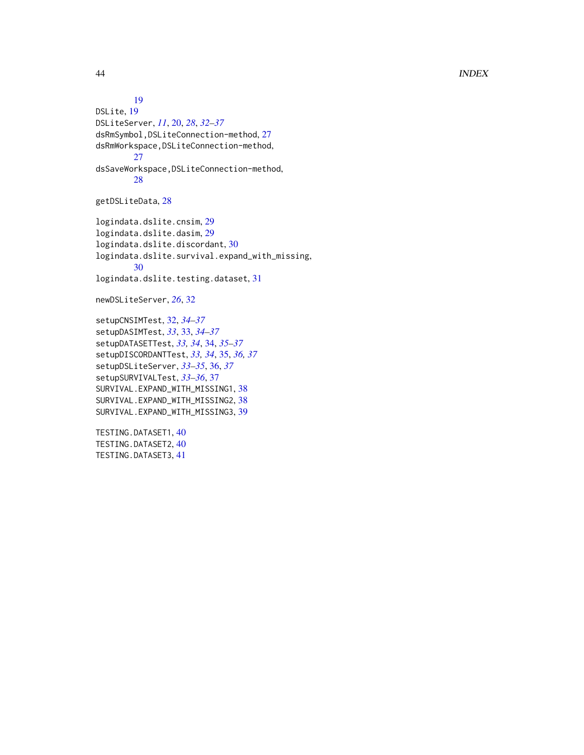19
DSLite, 19
DSLiteServer, *11*, 20, *28*, *32–37*
dsRmSymbol,DSLiteConnection-method, 27
dsRmWorkspace,DSLiteConnection-method,
27
dsSaveWorkspace,DSLiteConnection-method,
28

getDSLiteData, 28

logindata.dslite.cnsim, 29
logindata.dslite.dasim, 29
logindata.dslite.discordant, 30
logindata.dslite.survival.expand_with_missing,
30
logindata.dslite.testing.dataset, 31

newDSLiteServer, *26*, 32

setupCNSIMTest, 32, *34–37*
setupDASIMTest, *33*, 33, *34–37*
setupDATASETTest, *33, 34*, 34, *35–37*
setupDISCORDANTTest, *33, 34*, 35, *36, 37*
setupDSLiteServer, *33–35*, 36, *37*
setupSURVIVALTest, *33–36*, 37
SURVIVAL.EXPAND_WITH_MISSING1, 38
SURVIVAL.EXPAND_WITH_MISSING2, 38
SURVIVAL.EXPAND_WITH_MISSING3, 39

TESTING.DATASET1, 40
TESTING.DATASET2, 40
TESTING.DATASET3, 41